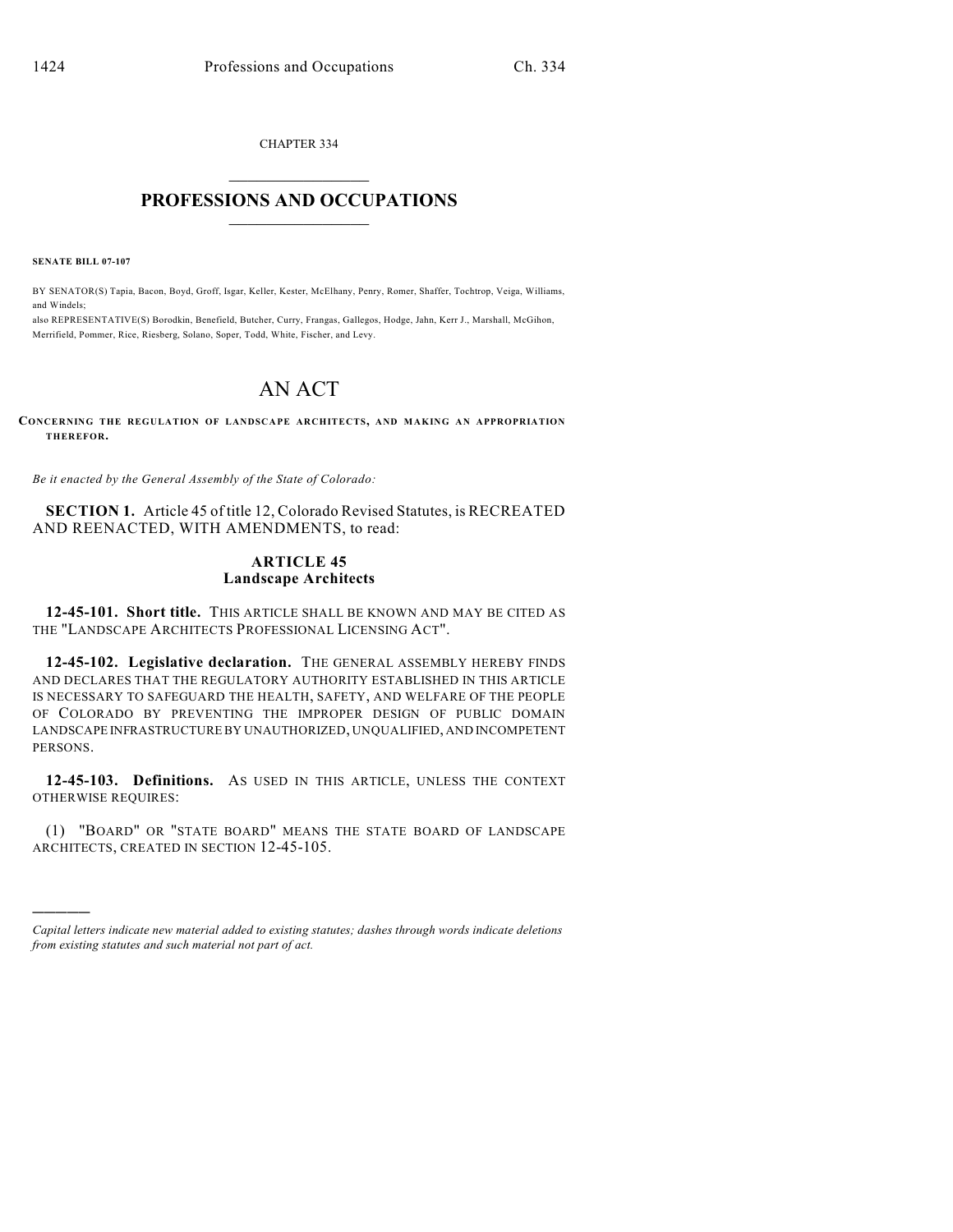CHAPTER 334

# PROFESSIONS AND OCCUPATIONS

**SENATE BILL 07-107**

BY SENATOR(S) Tapia, Bacon, Boyd, Groff, Isgar, Keller, Kester, McElhany, Penry, Romer, Shaffer, Tochtrop, Veiga, Williams, and Windels;
also REPRESENTATIVE(S) Borodkin, Benefield, Butcher, Curry, Frangas, Gallegos, Hodge, Jahn, Kerr J., Marshall, McGihon, Merrifield, Pommer, Rice, Riesberg, Solano, Soper, Todd, White, Fischer, and Levy.

# AN ACT

**CONCERNING THE REGULATION OF LANDSCAPE ARCHITECTS, AND MAKING AN APPROPRIATION THEREFOR.**

*Be it enacted by the General Assembly of the State of Colorado:*

**SECTION 1.** Article 45 of title 12, Colorado Revised Statutes, is RECREATED AND REENACTED, WITH AMENDMENTS, to read:

## ARTICLE 45
## Landscape Architects

**12-45-101. Short title.** THIS ARTICLE SHALL BE KNOWN AND MAY BE CITED AS THE "LANDSCAPE ARCHITECTS PROFESSIONAL LICENSING ACT".

**12-45-102. Legislative declaration.** THE GENERAL ASSEMBLY HEREBY FINDS AND DECLARES THAT THE REGULATORY AUTHORITY ESTABLISHED IN THIS ARTICLE IS NECESSARY TO SAFEGUARD THE HEALTH, SAFETY, AND WELFARE OF THE PEOPLE OF COLORADO BY PREVENTING THE IMPROPER DESIGN OF PUBLIC DOMAIN LANDSCAPE INFRASTRUCTURE BY UNAUTHORIZED, UNQUALIFIED, AND INCOMPETENT PERSONS.

**12-45-103. Definitions.** AS USED IN THIS ARTICLE, UNLESS THE CONTEXT OTHERWISE REQUIRES:

(1) "BOARD" OR "STATE BOARD" MEANS THE STATE BOARD OF LANDSCAPE ARCHITECTS, CREATED IN SECTION 12-45-105.

---

*Capital letters indicate new material added to existing statutes; dashes through words indicate deletions from existing statutes and such material not part of act.*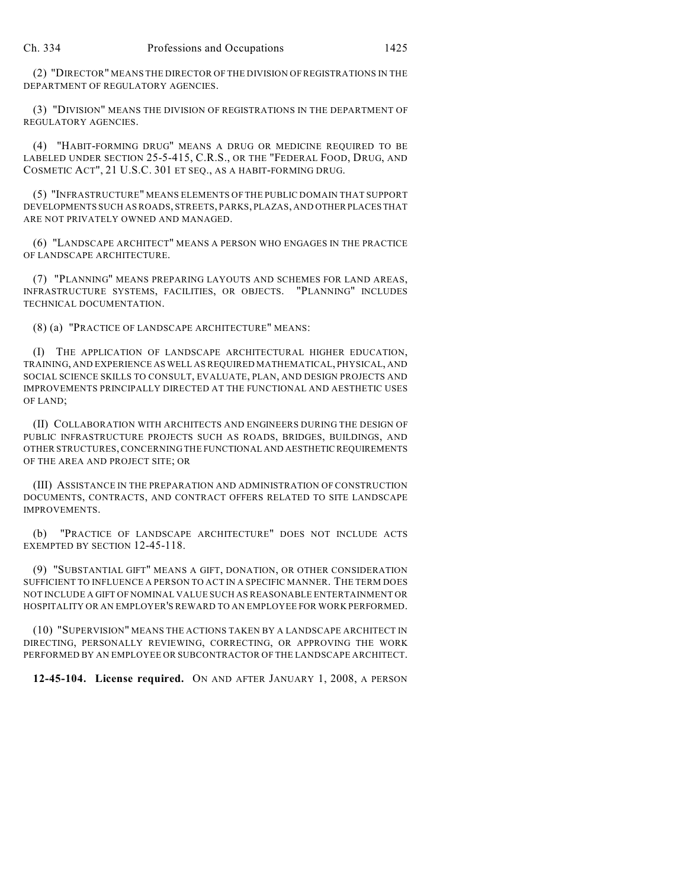(2) "DIRECTOR" MEANS THE DIRECTOR OF THE DIVISION OF REGISTRATIONS IN THE DEPARTMENT OF REGULATORY AGENCIES.

(3) "DIVISION" MEANS THE DIVISION OF REGISTRATIONS IN THE DEPARTMENT OF REGULATORY AGENCIES.

(4) "HABIT-FORMING DRUG" MEANS A DRUG OR MEDICINE REQUIRED TO BE LABELED UNDER SECTION 25-5-415, C.R.S., OR THE "FEDERAL FOOD, DRUG, AND COSMETIC ACT", 21 U.S.C. 301 ET SEQ., AS A HABIT-FORMING DRUG.

(5) "INFRASTRUCTURE" MEANS ELEMENTS OF THE PUBLIC DOMAIN THAT SUPPORT DEVELOPMENTS SUCH AS ROADS, STREETS, PARKS, PLAZAS, AND OTHER PLACES THAT ARE NOT PRIVATELY OWNED AND MANAGED.

(6) "LANDSCAPE ARCHITECT" MEANS A PERSON WHO ENGAGES IN THE PRACTICE OF LANDSCAPE ARCHITECTURE.

(7) "PLANNING" MEANS PREPARING LAYOUTS AND SCHEMES FOR LAND AREAS, INFRASTRUCTURE SYSTEMS, FACILITIES, OR OBJECTS. "PLANNING" INCLUDES TECHNICAL DOCUMENTATION.

(8) (a) "PRACTICE OF LANDSCAPE ARCHITECTURE" MEANS:

(I) THE APPLICATION OF LANDSCAPE ARCHITECTURAL HIGHER EDUCATION, TRAINING, AND EXPERIENCE AS WELL AS REQUIRED MATHEMATICAL, PHYSICAL, AND SOCIAL SCIENCE SKILLS TO CONSULT, EVALUATE, PLAN, AND DESIGN PROJECTS AND IMPROVEMENTS PRINCIPALLY DIRECTED AT THE FUNCTIONAL AND AESTHETIC USES OF LAND;

(II) COLLABORATION WITH ARCHITECTS AND ENGINEERS DURING THE DESIGN OF PUBLIC INFRASTRUCTURE PROJECTS SUCH AS ROADS, BRIDGES, BUILDINGS, AND OTHER STRUCTURES, CONCERNING THE FUNCTIONAL AND AESTHETIC REQUIREMENTS OF THE AREA AND PROJECT SITE; OR

(III) ASSISTANCE IN THE PREPARATION AND ADMINISTRATION OF CONSTRUCTION DOCUMENTS, CONTRACTS, AND CONTRACT OFFERS RELATED TO SITE LANDSCAPE IMPROVEMENTS.

(b) "PRACTICE OF LANDSCAPE ARCHITECTURE" DOES NOT INCLUDE ACTS EXEMPTED BY SECTION 12-45-118.

(9) "SUBSTANTIAL GIFT" MEANS A GIFT, DONATION, OR OTHER CONSIDERATION SUFFICIENT TO INFLUENCE A PERSON TO ACT IN A SPECIFIC MANNER. THE TERM DOES NOT INCLUDE A GIFT OF NOMINAL VALUE SUCH AS REASONABLE ENTERTAINMENT OR HOSPITALITY OR AN EMPLOYER'S REWARD TO AN EMPLOYEE FOR WORK PERFORMED.

(10) "SUPERVISION" MEANS THE ACTIONS TAKEN BY A LANDSCAPE ARCHITECT IN DIRECTING, PERSONALLY REVIEWING, CORRECTING, OR APPROVING THE WORK PERFORMED BY AN EMPLOYEE OR SUBCONTRACTOR OF THE LANDSCAPE ARCHITECT.

**12-45-104. License required.** ON AND AFTER JANUARY 1, 2008, A PERSON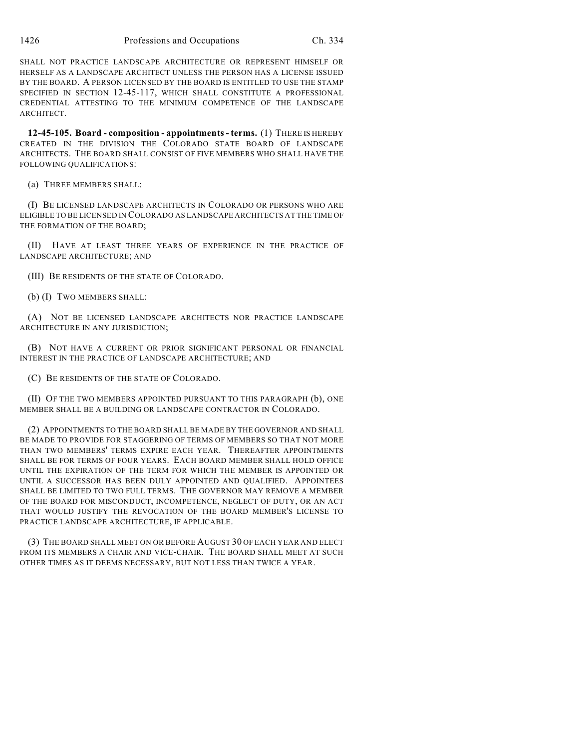SHALL NOT PRACTICE LANDSCAPE ARCHITECTURE OR REPRESENT HIMSELF OR HERSELF AS A LANDSCAPE ARCHITECT UNLESS THE PERSON HAS A LICENSE ISSUED BY THE BOARD. A PERSON LICENSED BY THE BOARD IS ENTITLED TO USE THE STAMP SPECIFIED IN SECTION 12-45-117, WHICH SHALL CONSTITUTE A PROFESSIONAL CREDENTIAL ATTESTING TO THE MINIMUM COMPETENCE OF THE LANDSCAPE ARCHITECT.

**12-45-105. Board - composition - appointments - terms.** (1) THERE IS HEREBY CREATED IN THE DIVISION THE COLORADO STATE BOARD OF LANDSCAPE ARCHITECTS. THE BOARD SHALL CONSIST OF FIVE MEMBERS WHO SHALL HAVE THE FOLLOWING QUALIFICATIONS:

(a) THREE MEMBERS SHALL:

(I) BE LICENSED LANDSCAPE ARCHITECTS IN COLORADO OR PERSONS WHO ARE ELIGIBLE TO BE LICENSED IN COLORADO AS LANDSCAPE ARCHITECTS AT THE TIME OF THE FORMATION OF THE BOARD;

(II) HAVE AT LEAST THREE YEARS OF EXPERIENCE IN THE PRACTICE OF LANDSCAPE ARCHITECTURE; AND

(III) BE RESIDENTS OF THE STATE OF COLORADO.

(b) (I) TWO MEMBERS SHALL:

(A) NOT BE LICENSED LANDSCAPE ARCHITECTS NOR PRACTICE LANDSCAPE ARCHITECTURE IN ANY JURISDICTION;

(B) NOT HAVE A CURRENT OR PRIOR SIGNIFICANT PERSONAL OR FINANCIAL INTEREST IN THE PRACTICE OF LANDSCAPE ARCHITECTURE; AND

(C) BE RESIDENTS OF THE STATE OF COLORADO.

(II) OF THE TWO MEMBERS APPOINTED PURSUANT TO THIS PARAGRAPH (b), ONE MEMBER SHALL BE A BUILDING OR LANDSCAPE CONTRACTOR IN COLORADO.

(2) APPOINTMENTS TO THE BOARD SHALL BE MADE BY THE GOVERNOR AND SHALL BE MADE TO PROVIDE FOR STAGGERING OF TERMS OF MEMBERS SO THAT NOT MORE THAN TWO MEMBERS' TERMS EXPIRE EACH YEAR. THEREAFTER APPOINTMENTS SHALL BE FOR TERMS OF FOUR YEARS. EACH BOARD MEMBER SHALL HOLD OFFICE UNTIL THE EXPIRATION OF THE TERM FOR WHICH THE MEMBER IS APPOINTED OR UNTIL A SUCCESSOR HAS BEEN DULY APPOINTED AND QUALIFIED. APPOINTEES SHALL BE LIMITED TO TWO FULL TERMS. THE GOVERNOR MAY REMOVE A MEMBER OF THE BOARD FOR MISCONDUCT, INCOMPETENCE, NEGLECT OF DUTY, OR AN ACT THAT WOULD JUSTIFY THE REVOCATION OF THE BOARD MEMBER'S LICENSE TO PRACTICE LANDSCAPE ARCHITECTURE, IF APPLICABLE.

(3) THE BOARD SHALL MEET ON OR BEFORE AUGUST 30 OF EACH YEAR AND ELECT FROM ITS MEMBERS A CHAIR AND VICE-CHAIR. THE BOARD SHALL MEET AT SUCH OTHER TIMES AS IT DEEMS NECESSARY, BUT NOT LESS THAN TWICE A YEAR.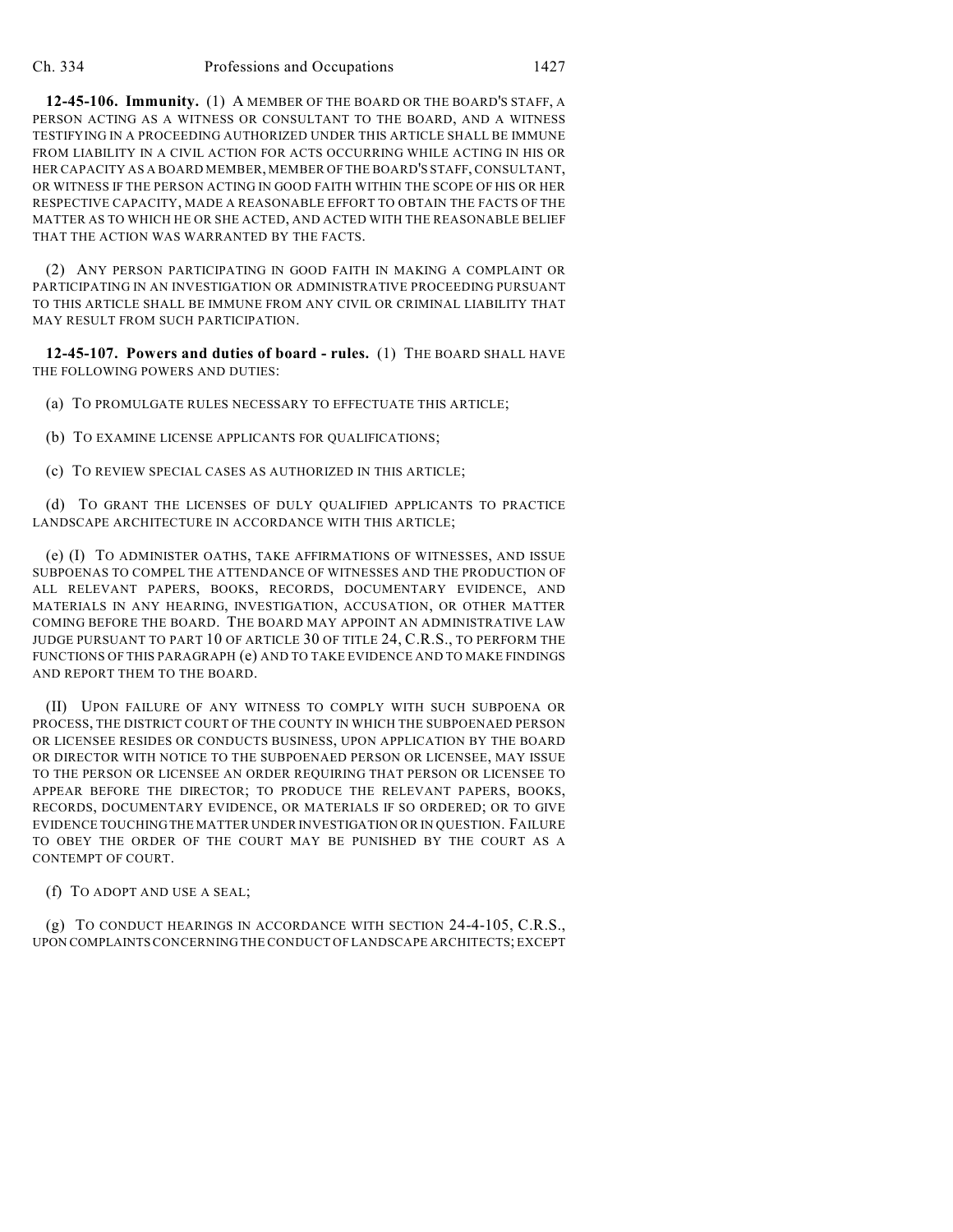**12-45-106. Immunity.** (1) A MEMBER OF THE BOARD OR THE BOARD'S STAFF, A PERSON ACTING AS A WITNESS OR CONSULTANT TO THE BOARD, AND A WITNESS TESTIFYING IN A PROCEEDING AUTHORIZED UNDER THIS ARTICLE SHALL BE IMMUNE FROM LIABILITY IN A CIVIL ACTION FOR ACTS OCCURRING WHILE ACTING IN HIS OR HER CAPACITY AS A BOARD MEMBER, MEMBER OF THE BOARD'S STAFF, CONSULTANT, OR WITNESS IF THE PERSON ACTING IN GOOD FAITH WITHIN THE SCOPE OF HIS OR HER RESPECTIVE CAPACITY, MADE A REASONABLE EFFORT TO OBTAIN THE FACTS OF THE MATTER AS TO WHICH HE OR SHE ACTED, AND ACTED WITH THE REASONABLE BELIEF THAT THE ACTION WAS WARRANTED BY THE FACTS.

(2) ANY PERSON PARTICIPATING IN GOOD FAITH IN MAKING A COMPLAINT OR PARTICIPATING IN AN INVESTIGATION OR ADMINISTRATIVE PROCEEDING PURSUANT TO THIS ARTICLE SHALL BE IMMUNE FROM ANY CIVIL OR CRIMINAL LIABILITY THAT MAY RESULT FROM SUCH PARTICIPATION.

**12-45-107. Powers and duties of board - rules.** (1) THE BOARD SHALL HAVE THE FOLLOWING POWERS AND DUTIES:

(a) TO PROMULGATE RULES NECESSARY TO EFFECTUATE THIS ARTICLE;

(b) TO EXAMINE LICENSE APPLICANTS FOR QUALIFICATIONS;

(c) TO REVIEW SPECIAL CASES AS AUTHORIZED IN THIS ARTICLE;

(d) TO GRANT THE LICENSES OF DULY QUALIFIED APPLICANTS TO PRACTICE LANDSCAPE ARCHITECTURE IN ACCORDANCE WITH THIS ARTICLE;

(e) (I) TO ADMINISTER OATHS, TAKE AFFIRMATIONS OF WITNESSES, AND ISSUE SUBPOENAS TO COMPEL THE ATTENDANCE OF WITNESSES AND THE PRODUCTION OF ALL RELEVANT PAPERS, BOOKS, RECORDS, DOCUMENTARY EVIDENCE, AND MATERIALS IN ANY HEARING, INVESTIGATION, ACCUSATION, OR OTHER MATTER COMING BEFORE THE BOARD. THE BOARD MAY APPOINT AN ADMINISTRATIVE LAW JUDGE PURSUANT TO PART 10 OF ARTICLE 30 OF TITLE 24, C.R.S., TO PERFORM THE FUNCTIONS OF THIS PARAGRAPH (e) AND TO TAKE EVIDENCE AND TO MAKE FINDINGS AND REPORT THEM TO THE BOARD.

(II) UPON FAILURE OF ANY WITNESS TO COMPLY WITH SUCH SUBPOENA OR PROCESS, THE DISTRICT COURT OF THE COUNTY IN WHICH THE SUBPOENAED PERSON OR LICENSEE RESIDES OR CONDUCTS BUSINESS, UPON APPLICATION BY THE BOARD OR DIRECTOR WITH NOTICE TO THE SUBPOENAED PERSON OR LICENSEE, MAY ISSUE TO THE PERSON OR LICENSEE AN ORDER REQUIRING THAT PERSON OR LICENSEE TO APPEAR BEFORE THE DIRECTOR; TO PRODUCE THE RELEVANT PAPERS, BOOKS, RECORDS, DOCUMENTARY EVIDENCE, OR MATERIALS IF SO ORDERED; OR TO GIVE EVIDENCE TOUCHING THE MATTER UNDER INVESTIGATION OR IN QUESTION. FAILURE TO OBEY THE ORDER OF THE COURT MAY BE PUNISHED BY THE COURT AS A CONTEMPT OF COURT.

(f) TO ADOPT AND USE A SEAL;

(g) TO CONDUCT HEARINGS IN ACCORDANCE WITH SECTION 24-4-105, C.R.S., UPON COMPLAINTS CONCERNING THE CONDUCT OF LANDSCAPE ARCHITECTS; EXCEPT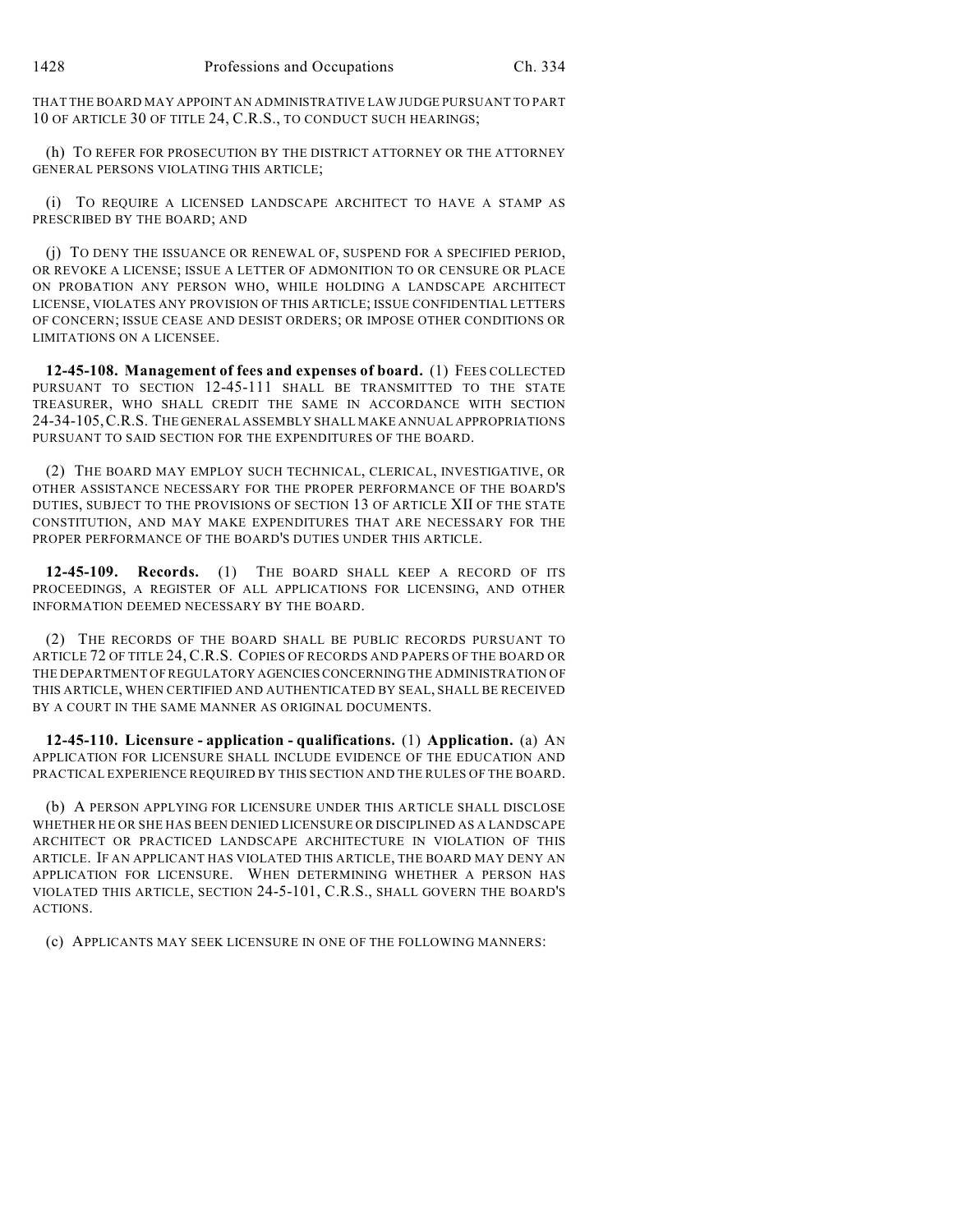THAT THE BOARD MAY APPOINT AN ADMINISTRATIVE LAW JUDGE PURSUANT TO PART 10 OF ARTICLE 30 OF TITLE 24, C.R.S., TO CONDUCT SUCH HEARINGS;

(h) TO REFER FOR PROSECUTION BY THE DISTRICT ATTORNEY OR THE ATTORNEY GENERAL PERSONS VIOLATING THIS ARTICLE;

(i) TO REQUIRE A LICENSED LANDSCAPE ARCHITECT TO HAVE A STAMP AS PRESCRIBED BY THE BOARD; AND

(j) TO DENY THE ISSUANCE OR RENEWAL OF, SUSPEND FOR A SPECIFIED PERIOD, OR REVOKE A LICENSE; ISSUE A LETTER OF ADMONITION TO OR CENSURE OR PLACE ON PROBATION ANY PERSON WHO, WHILE HOLDING A LANDSCAPE ARCHITECT LICENSE, VIOLATES ANY PROVISION OF THIS ARTICLE; ISSUE CONFIDENTIAL LETTERS OF CONCERN; ISSUE CEASE AND DESIST ORDERS; OR IMPOSE OTHER CONDITIONS OR LIMITATIONS ON A LICENSEE.

**12-45-108. Management of fees and expenses of board.** (1) FEES COLLECTED PURSUANT TO SECTION 12-45-111 SHALL BE TRANSMITTED TO THE STATE TREASURER, WHO SHALL CREDIT THE SAME IN ACCORDANCE WITH SECTION 24-34-105, C.R.S. THE GENERAL ASSEMBLY SHALL MAKE ANNUAL APPROPRIATIONS PURSUANT TO SAID SECTION FOR THE EXPENDITURES OF THE BOARD.

(2) THE BOARD MAY EMPLOY SUCH TECHNICAL, CLERICAL, INVESTIGATIVE, OR OTHER ASSISTANCE NECESSARY FOR THE PROPER PERFORMANCE OF THE BOARD'S DUTIES, SUBJECT TO THE PROVISIONS OF SECTION 13 OF ARTICLE XII OF THE STATE CONSTITUTION, AND MAY MAKE EXPENDITURES THAT ARE NECESSARY FOR THE PROPER PERFORMANCE OF THE BOARD'S DUTIES UNDER THIS ARTICLE.

**12-45-109. Records.** (1) THE BOARD SHALL KEEP A RECORD OF ITS PROCEEDINGS, A REGISTER OF ALL APPLICATIONS FOR LICENSING, AND OTHER INFORMATION DEEMED NECESSARY BY THE BOARD.

(2) THE RECORDS OF THE BOARD SHALL BE PUBLIC RECORDS PURSUANT TO ARTICLE 72 OF TITLE 24, C.R.S. COPIES OF RECORDS AND PAPERS OF THE BOARD OR THE DEPARTMENT OF REGULATORY AGENCIES CONCERNING THE ADMINISTRATION OF THIS ARTICLE, WHEN CERTIFIED AND AUTHENTICATED BY SEAL, SHALL BE RECEIVED BY A COURT IN THE SAME MANNER AS ORIGINAL DOCUMENTS.

**12-45-110. Licensure - application - qualifications.** (1) **Application.** (a) AN APPLICATION FOR LICENSURE SHALL INCLUDE EVIDENCE OF THE EDUCATION AND PRACTICAL EXPERIENCE REQUIRED BY THIS SECTION AND THE RULES OF THE BOARD.

(b) A PERSON APPLYING FOR LICENSURE UNDER THIS ARTICLE SHALL DISCLOSE WHETHER HE OR SHE HAS BEEN DENIED LICENSURE OR DISCIPLINED AS A LANDSCAPE ARCHITECT OR PRACTICED LANDSCAPE ARCHITECTURE IN VIOLATION OF THIS ARTICLE. IF AN APPLICANT HAS VIOLATED THIS ARTICLE, THE BOARD MAY DENY AN APPLICATION FOR LICENSURE. WHEN DETERMINING WHETHER A PERSON HAS VIOLATED THIS ARTICLE, SECTION 24-5-101, C.R.S., SHALL GOVERN THE BOARD'S ACTIONS.

(c) APPLICANTS MAY SEEK LICENSURE IN ONE OF THE FOLLOWING MANNERS: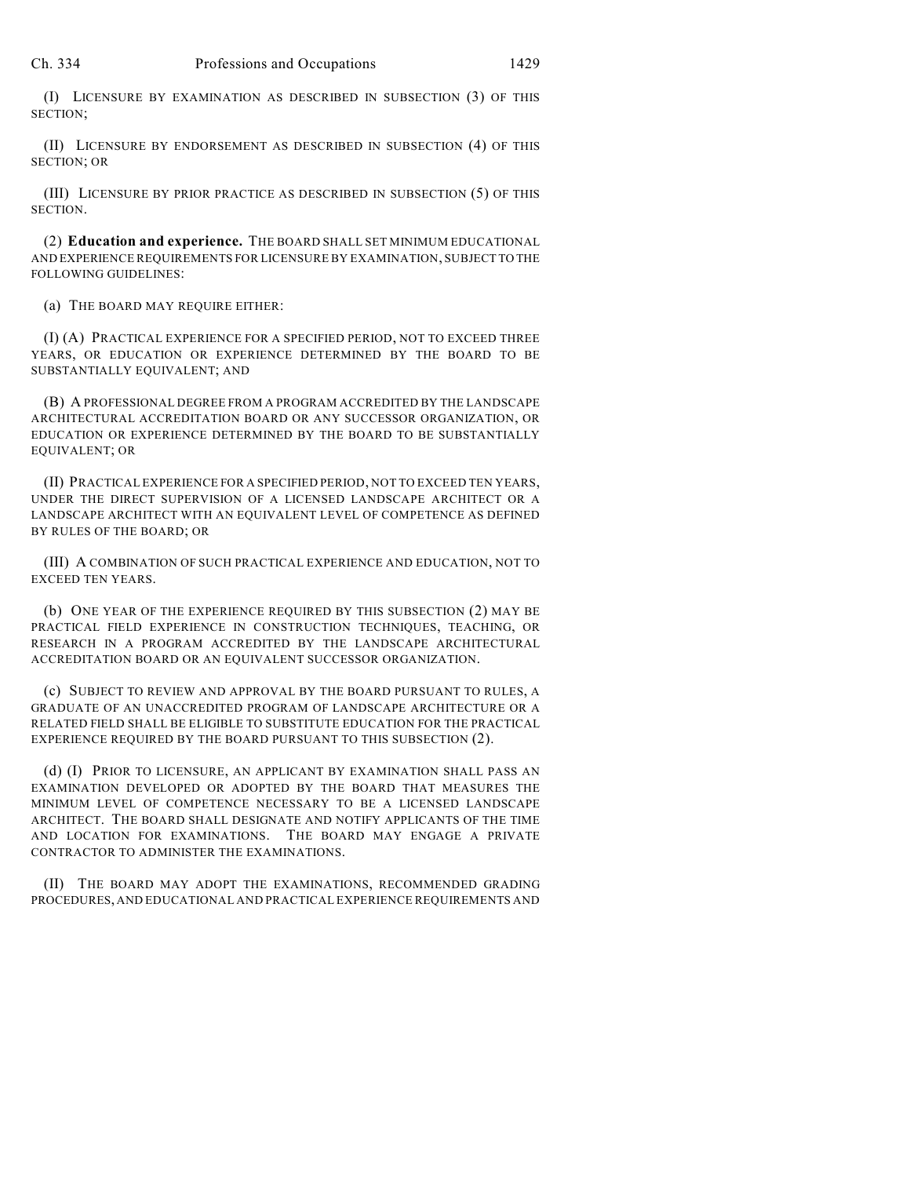(I) LICENSURE BY EXAMINATION AS DESCRIBED IN SUBSECTION (3) OF THIS SECTION;

(II) LICENSURE BY ENDORSEMENT AS DESCRIBED IN SUBSECTION (4) OF THIS SECTION; OR

(III) LICENSURE BY PRIOR PRACTICE AS DESCRIBED IN SUBSECTION (5) OF THIS SECTION.

(2) **Education and experience.** THE BOARD SHALL SET MINIMUM EDUCATIONAL AND EXPERIENCE REQUIREMENTS FOR LICENSURE BY EXAMINATION, SUBJECT TO THE FOLLOWING GUIDELINES:

(a) THE BOARD MAY REQUIRE EITHER:

(I) (A) PRACTICAL EXPERIENCE FOR A SPECIFIED PERIOD, NOT TO EXCEED THREE YEARS, OR EDUCATION OR EXPERIENCE DETERMINED BY THE BOARD TO BE SUBSTANTIALLY EQUIVALENT; AND

(B) A PROFESSIONAL DEGREE FROM A PROGRAM ACCREDITED BY THE LANDSCAPE ARCHITECTURAL ACCREDITATION BOARD OR ANY SUCCESSOR ORGANIZATION, OR EDUCATION OR EXPERIENCE DETERMINED BY THE BOARD TO BE SUBSTANTIALLY EQUIVALENT; OR

(II) PRACTICAL EXPERIENCE FOR A SPECIFIED PERIOD, NOT TO EXCEED TEN YEARS, UNDER THE DIRECT SUPERVISION OF A LICENSED LANDSCAPE ARCHITECT OR A LANDSCAPE ARCHITECT WITH AN EQUIVALENT LEVEL OF COMPETENCE AS DEFINED BY RULES OF THE BOARD; OR

(III) A COMBINATION OF SUCH PRACTICAL EXPERIENCE AND EDUCATION, NOT TO EXCEED TEN YEARS.

(b) ONE YEAR OF THE EXPERIENCE REQUIRED BY THIS SUBSECTION (2) MAY BE PRACTICAL FIELD EXPERIENCE IN CONSTRUCTION TECHNIQUES, TEACHING, OR RESEARCH IN A PROGRAM ACCREDITED BY THE LANDSCAPE ARCHITECTURAL ACCREDITATION BOARD OR AN EQUIVALENT SUCCESSOR ORGANIZATION.

(c) SUBJECT TO REVIEW AND APPROVAL BY THE BOARD PURSUANT TO RULES, A GRADUATE OF AN UNACCREDITED PROGRAM OF LANDSCAPE ARCHITECTURE OR A RELATED FIELD SHALL BE ELIGIBLE TO SUBSTITUTE EDUCATION FOR THE PRACTICAL EXPERIENCE REQUIRED BY THE BOARD PURSUANT TO THIS SUBSECTION (2).

(d) (I) PRIOR TO LICENSURE, AN APPLICANT BY EXAMINATION SHALL PASS AN EXAMINATION DEVELOPED OR ADOPTED BY THE BOARD THAT MEASURES THE MINIMUM LEVEL OF COMPETENCE NECESSARY TO BE A LICENSED LANDSCAPE ARCHITECT. THE BOARD SHALL DESIGNATE AND NOTIFY APPLICANTS OF THE TIME AND LOCATION FOR EXAMINATIONS. THE BOARD MAY ENGAGE A PRIVATE CONTRACTOR TO ADMINISTER THE EXAMINATIONS.

(II) THE BOARD MAY ADOPT THE EXAMINATIONS, RECOMMENDED GRADING PROCEDURES, AND EDUCATIONAL AND PRACTICAL EXPERIENCE REQUIREMENTS AND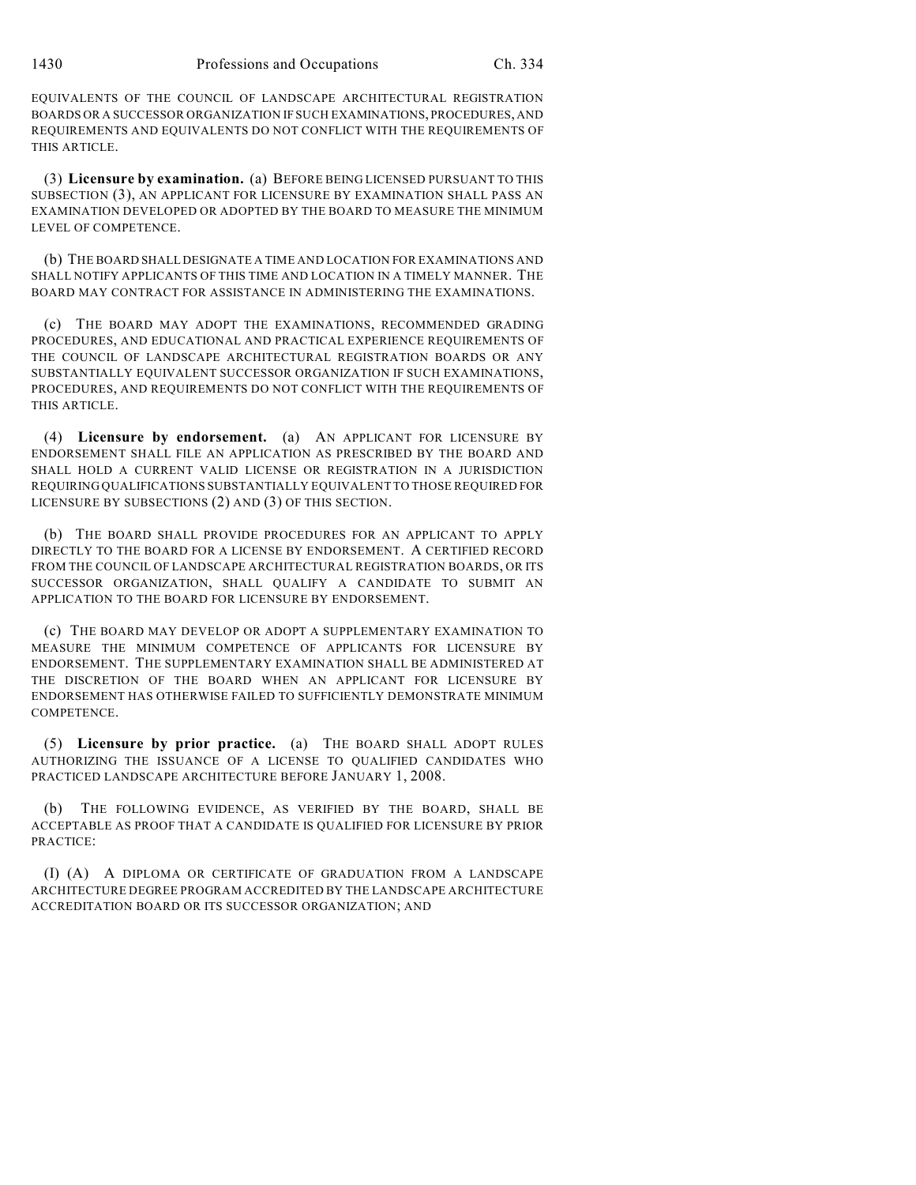EQUIVALENTS OF THE COUNCIL OF LANDSCAPE ARCHITECTURAL REGISTRATION BOARDS OR A SUCCESSOR ORGANIZATION IF SUCH EXAMINATIONS, PROCEDURES, AND REQUIREMENTS AND EQUIVALENTS DO NOT CONFLICT WITH THE REQUIREMENTS OF THIS ARTICLE.

(3) **Licensure by examination.** (a) BEFORE BEING LICENSED PURSUANT TO THIS SUBSECTION (3), AN APPLICANT FOR LICENSURE BY EXAMINATION SHALL PASS AN EXAMINATION DEVELOPED OR ADOPTED BY THE BOARD TO MEASURE THE MINIMUM LEVEL OF COMPETENCE.

(b) THE BOARD SHALL DESIGNATE A TIME AND LOCATION FOR EXAMINATIONS AND SHALL NOTIFY APPLICANTS OF THIS TIME AND LOCATION IN A TIMELY MANNER. THE BOARD MAY CONTRACT FOR ASSISTANCE IN ADMINISTERING THE EXAMINATIONS.

(c) THE BOARD MAY ADOPT THE EXAMINATIONS, RECOMMENDED GRADING PROCEDURES, AND EDUCATIONAL AND PRACTICAL EXPERIENCE REQUIREMENTS OF THE COUNCIL OF LANDSCAPE ARCHITECTURAL REGISTRATION BOARDS OR ANY SUBSTANTIALLY EQUIVALENT SUCCESSOR ORGANIZATION IF SUCH EXAMINATIONS, PROCEDURES, AND REQUIREMENTS DO NOT CONFLICT WITH THE REQUIREMENTS OF THIS ARTICLE.

(4) **Licensure by endorsement.** (a) AN APPLICANT FOR LICENSURE BY ENDORSEMENT SHALL FILE AN APPLICATION AS PRESCRIBED BY THE BOARD AND SHALL HOLD A CURRENT VALID LICENSE OR REGISTRATION IN A JURISDICTION REQUIRING QUALIFICATIONS SUBSTANTIALLY EQUIVALENT TO THOSE REQUIRED FOR LICENSURE BY SUBSECTIONS (2) AND (3) OF THIS SECTION.

(b) THE BOARD SHALL PROVIDE PROCEDURES FOR AN APPLICANT TO APPLY DIRECTLY TO THE BOARD FOR A LICENSE BY ENDORSEMENT. A CERTIFIED RECORD FROM THE COUNCIL OF LANDSCAPE ARCHITECTURAL REGISTRATION BOARDS, OR ITS SUCCESSOR ORGANIZATION, SHALL QUALIFY A CANDIDATE TO SUBMIT AN APPLICATION TO THE BOARD FOR LICENSURE BY ENDORSEMENT.

(c) THE BOARD MAY DEVELOP OR ADOPT A SUPPLEMENTARY EXAMINATION TO MEASURE THE MINIMUM COMPETENCE OF APPLICANTS FOR LICENSURE BY ENDORSEMENT. THE SUPPLEMENTARY EXAMINATION SHALL BE ADMINISTERED AT THE DISCRETION OF THE BOARD WHEN AN APPLICANT FOR LICENSURE BY ENDORSEMENT HAS OTHERWISE FAILED TO SUFFICIENTLY DEMONSTRATE MINIMUM COMPETENCE.

(5) **Licensure by prior practice.** (a) THE BOARD SHALL ADOPT RULES AUTHORIZING THE ISSUANCE OF A LICENSE TO QUALIFIED CANDIDATES WHO PRACTICED LANDSCAPE ARCHITECTURE BEFORE JANUARY 1, 2008.

(b) THE FOLLOWING EVIDENCE, AS VERIFIED BY THE BOARD, SHALL BE ACCEPTABLE AS PROOF THAT A CANDIDATE IS QUALIFIED FOR LICENSURE BY PRIOR PRACTICE:

(I) (A) A DIPLOMA OR CERTIFICATE OF GRADUATION FROM A LANDSCAPE ARCHITECTURE DEGREE PROGRAM ACCREDITED BY THE LANDSCAPE ARCHITECTURE ACCREDITATION BOARD OR ITS SUCCESSOR ORGANIZATION; AND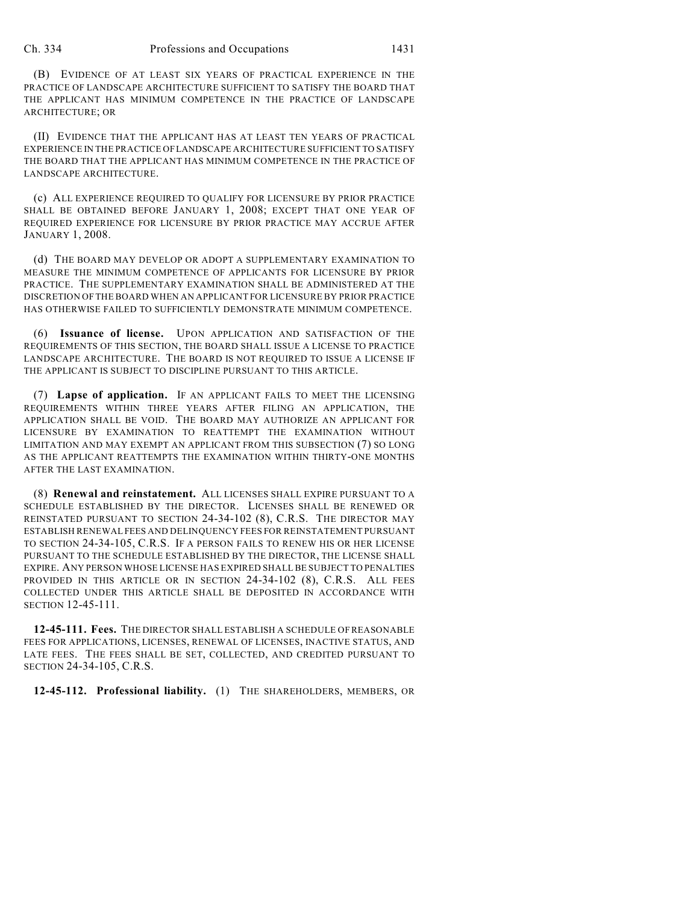(B) EVIDENCE OF AT LEAST SIX YEARS OF PRACTICAL EXPERIENCE IN THE PRACTICE OF LANDSCAPE ARCHITECTURE SUFFICIENT TO SATISFY THE BOARD THAT THE APPLICANT HAS MINIMUM COMPETENCE IN THE PRACTICE OF LANDSCAPE ARCHITECTURE; OR

(II) EVIDENCE THAT THE APPLICANT HAS AT LEAST TEN YEARS OF PRACTICAL EXPERIENCE IN THE PRACTICE OF LANDSCAPE ARCHITECTURE SUFFICIENT TO SATISFY THE BOARD THAT THE APPLICANT HAS MINIMUM COMPETENCE IN THE PRACTICE OF LANDSCAPE ARCHITECTURE.

(c) ALL EXPERIENCE REQUIRED TO QUALIFY FOR LICENSURE BY PRIOR PRACTICE SHALL BE OBTAINED BEFORE JANUARY 1, 2008; EXCEPT THAT ONE YEAR OF REQUIRED EXPERIENCE FOR LICENSURE BY PRIOR PRACTICE MAY ACCRUE AFTER JANUARY 1, 2008.

(d) THE BOARD MAY DEVELOP OR ADOPT A SUPPLEMENTARY EXAMINATION TO MEASURE THE MINIMUM COMPETENCE OF APPLICANTS FOR LICENSURE BY PRIOR PRACTICE. THE SUPPLEMENTARY EXAMINATION SHALL BE ADMINISTERED AT THE DISCRETION OF THE BOARD WHEN AN APPLICANT FOR LICENSURE BY PRIOR PRACTICE HAS OTHERWISE FAILED TO SUFFICIENTLY DEMONSTRATE MINIMUM COMPETENCE.

(6) **Issuance of license.** UPON APPLICATION AND SATISFACTION OF THE REQUIREMENTS OF THIS SECTION, THE BOARD SHALL ISSUE A LICENSE TO PRACTICE LANDSCAPE ARCHITECTURE. THE BOARD IS NOT REQUIRED TO ISSUE A LICENSE IF THE APPLICANT IS SUBJECT TO DISCIPLINE PURSUANT TO THIS ARTICLE.

(7) **Lapse of application.** IF AN APPLICANT FAILS TO MEET THE LICENSING REQUIREMENTS WITHIN THREE YEARS AFTER FILING AN APPLICATION, THE APPLICATION SHALL BE VOID. THE BOARD MAY AUTHORIZE AN APPLICANT FOR LICENSURE BY EXAMINATION TO REATTEMPT THE EXAMINATION WITHOUT LIMITATION AND MAY EXEMPT AN APPLICANT FROM THIS SUBSECTION (7) SO LONG AS THE APPLICANT REATTEMPTS THE EXAMINATION WITHIN THIRTY-ONE MONTHS AFTER THE LAST EXAMINATION.

(8) **Renewal and reinstatement.** ALL LICENSES SHALL EXPIRE PURSUANT TO A SCHEDULE ESTABLISHED BY THE DIRECTOR. LICENSES SHALL BE RENEWED OR REINSTATED PURSUANT TO SECTION 24-34-102 (8), C.R.S. THE DIRECTOR MAY ESTABLISH RENEWAL FEES AND DELINQUENCY FEES FOR REINSTATEMENT PURSUANT TO SECTION 24-34-105, C.R.S. IF A PERSON FAILS TO RENEW HIS OR HER LICENSE PURSUANT TO THE SCHEDULE ESTABLISHED BY THE DIRECTOR, THE LICENSE SHALL EXPIRE. ANY PERSON WHOSE LICENSE HAS EXPIRED SHALL BE SUBJECT TO PENALTIES PROVIDED IN THIS ARTICLE OR IN SECTION 24-34-102 (8), C.R.S. ALL FEES COLLECTED UNDER THIS ARTICLE SHALL BE DEPOSITED IN ACCORDANCE WITH SECTION 12-45-111.

**12-45-111. Fees.** THE DIRECTOR SHALL ESTABLISH A SCHEDULE OF REASONABLE FEES FOR APPLICATIONS, LICENSES, RENEWAL OF LICENSES, INACTIVE STATUS, AND LATE FEES. THE FEES SHALL BE SET, COLLECTED, AND CREDITED PURSUANT TO SECTION 24-34-105, C.R.S.

**12-45-112. Professional liability.** (1) THE SHAREHOLDERS, MEMBERS, OR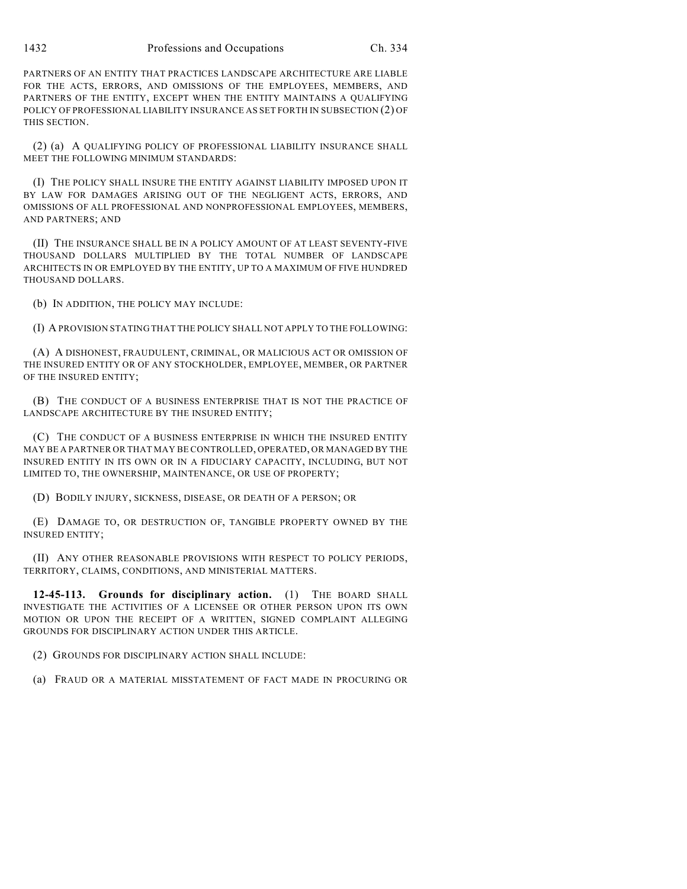PARTNERS OF AN ENTITY THAT PRACTICES LANDSCAPE ARCHITECTURE ARE LIABLE FOR THE ACTS, ERRORS, AND OMISSIONS OF THE EMPLOYEES, MEMBERS, AND PARTNERS OF THE ENTITY, EXCEPT WHEN THE ENTITY MAINTAINS A QUALIFYING POLICY OF PROFESSIONAL LIABILITY INSURANCE AS SET FORTH IN SUBSECTION (2) OF THIS SECTION.

(2) (a) A QUALIFYING POLICY OF PROFESSIONAL LIABILITY INSURANCE SHALL MEET THE FOLLOWING MINIMUM STANDARDS:

(I) THE POLICY SHALL INSURE THE ENTITY AGAINST LIABILITY IMPOSED UPON IT BY LAW FOR DAMAGES ARISING OUT OF THE NEGLIGENT ACTS, ERRORS, AND OMISSIONS OF ALL PROFESSIONAL AND NONPROFESSIONAL EMPLOYEES, MEMBERS, AND PARTNERS; AND

(II) THE INSURANCE SHALL BE IN A POLICY AMOUNT OF AT LEAST SEVENTY-FIVE THOUSAND DOLLARS MULTIPLIED BY THE TOTAL NUMBER OF LANDSCAPE ARCHITECTS IN OR EMPLOYED BY THE ENTITY, UP TO A MAXIMUM OF FIVE HUNDRED THOUSAND DOLLARS.

(b) IN ADDITION, THE POLICY MAY INCLUDE:

(I) A PROVISION STATING THAT THE POLICY SHALL NOT APPLY TO THE FOLLOWING:

(A) A DISHONEST, FRAUDULENT, CRIMINAL, OR MALICIOUS ACT OR OMISSION OF THE INSURED ENTITY OR OF ANY STOCKHOLDER, EMPLOYEE, MEMBER, OR PARTNER OF THE INSURED ENTITY;

(B) THE CONDUCT OF A BUSINESS ENTERPRISE THAT IS NOT THE PRACTICE OF LANDSCAPE ARCHITECTURE BY THE INSURED ENTITY;

(C) THE CONDUCT OF A BUSINESS ENTERPRISE IN WHICH THE INSURED ENTITY MAY BE A PARTNER OR THAT MAY BE CONTROLLED, OPERATED, OR MANAGED BY THE INSURED ENTITY IN ITS OWN OR IN A FIDUCIARY CAPACITY, INCLUDING, BUT NOT LIMITED TO, THE OWNERSHIP, MAINTENANCE, OR USE OF PROPERTY;

(D) BODILY INJURY, SICKNESS, DISEASE, OR DEATH OF A PERSON; OR

(E) DAMAGE TO, OR DESTRUCTION OF, TANGIBLE PROPERTY OWNED BY THE INSURED ENTITY;

(II) ANY OTHER REASONABLE PROVISIONS WITH RESPECT TO POLICY PERIODS, TERRITORY, CLAIMS, CONDITIONS, AND MINISTERIAL MATTERS.

**12-45-113. Grounds for disciplinary action.** (1) THE BOARD SHALL INVESTIGATE THE ACTIVITIES OF A LICENSEE OR OTHER PERSON UPON ITS OWN MOTION OR UPON THE RECEIPT OF A WRITTEN, SIGNED COMPLAINT ALLEGING GROUNDS FOR DISCIPLINARY ACTION UNDER THIS ARTICLE.

(2) GROUNDS FOR DISCIPLINARY ACTION SHALL INCLUDE:

(a) FRAUD OR A MATERIAL MISSTATEMENT OF FACT MADE IN PROCURING OR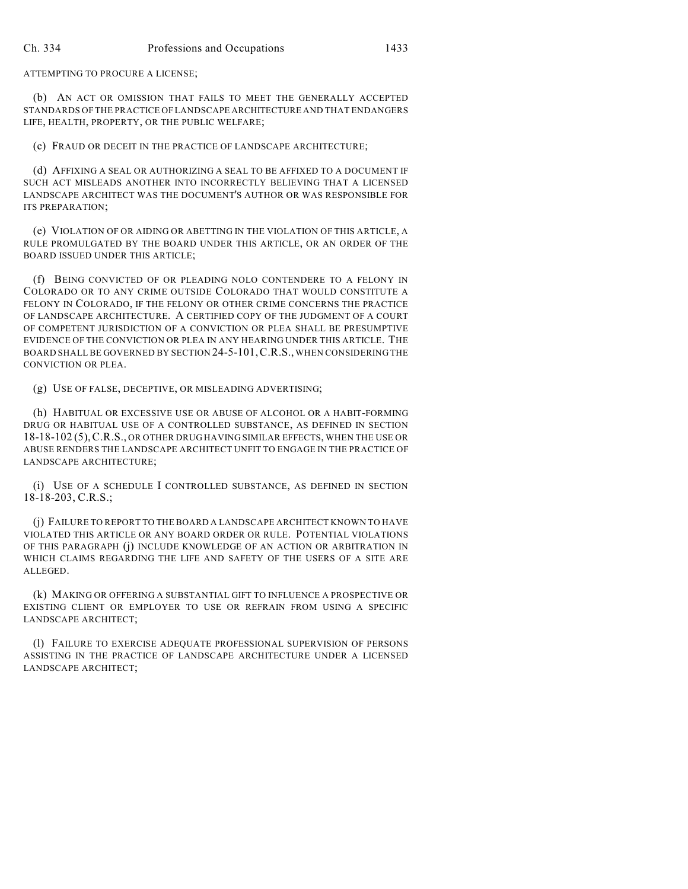ATTEMPTING TO PROCURE A LICENSE;

(b) AN ACT OR OMISSION THAT FAILS TO MEET THE GENERALLY ACCEPTED STANDARDS OF THE PRACTICE OF LANDSCAPE ARCHITECTURE AND THAT ENDANGERS LIFE, HEALTH, PROPERTY, OR THE PUBLIC WELFARE;

(c) FRAUD OR DECEIT IN THE PRACTICE OF LANDSCAPE ARCHITECTURE;

(d) AFFIXING A SEAL OR AUTHORIZING A SEAL TO BE AFFIXED TO A DOCUMENT IF SUCH ACT MISLEADS ANOTHER INTO INCORRECTLY BELIEVING THAT A LICENSED LANDSCAPE ARCHITECT WAS THE DOCUMENT'S AUTHOR OR WAS RESPONSIBLE FOR ITS PREPARATION;

(e) VIOLATION OF OR AIDING OR ABETTING IN THE VIOLATION OF THIS ARTICLE, A RULE PROMULGATED BY THE BOARD UNDER THIS ARTICLE, OR AN ORDER OF THE BOARD ISSUED UNDER THIS ARTICLE;

(f) BEING CONVICTED OF OR PLEADING NOLO CONTENDERE TO A FELONY IN COLORADO OR TO ANY CRIME OUTSIDE COLORADO THAT WOULD CONSTITUTE A FELONY IN COLORADO, IF THE FELONY OR OTHER CRIME CONCERNS THE PRACTICE OF LANDSCAPE ARCHITECTURE. A CERTIFIED COPY OF THE JUDGMENT OF A COURT OF COMPETENT JURISDICTION OF A CONVICTION OR PLEA SHALL BE PRESUMPTIVE EVIDENCE OF THE CONVICTION OR PLEA IN ANY HEARING UNDER THIS ARTICLE. THE BOARD SHALL BE GOVERNED BY SECTION 24-5-101, C.R.S., WHEN CONSIDERING THE CONVICTION OR PLEA.

(g) USE OF FALSE, DECEPTIVE, OR MISLEADING ADVERTISING;

(h) HABITUAL OR EXCESSIVE USE OR ABUSE OF ALCOHOL OR A HABIT-FORMING DRUG OR HABITUAL USE OF A CONTROLLED SUBSTANCE, AS DEFINED IN SECTION 18-18-102 (5), C.R.S., OR OTHER DRUG HAVING SIMILAR EFFECTS, WHEN THE USE OR ABUSE RENDERS THE LANDSCAPE ARCHITECT UNFIT TO ENGAGE IN THE PRACTICE OF LANDSCAPE ARCHITECTURE;

(i) USE OF A SCHEDULE I CONTROLLED SUBSTANCE, AS DEFINED IN SECTION 18-18-203, C.R.S.;

(j) FAILURE TO REPORT TO THE BOARD A LANDSCAPE ARCHITECT KNOWN TO HAVE VIOLATED THIS ARTICLE OR ANY BOARD ORDER OR RULE. POTENTIAL VIOLATIONS OF THIS PARAGRAPH (j) INCLUDE KNOWLEDGE OF AN ACTION OR ARBITRATION IN WHICH CLAIMS REGARDING THE LIFE AND SAFETY OF THE USERS OF A SITE ARE ALLEGED.

(k) MAKING OR OFFERING A SUBSTANTIAL GIFT TO INFLUENCE A PROSPECTIVE OR EXISTING CLIENT OR EMPLOYER TO USE OR REFRAIN FROM USING A SPECIFIC LANDSCAPE ARCHITECT;

(l) FAILURE TO EXERCISE ADEQUATE PROFESSIONAL SUPERVISION OF PERSONS ASSISTING IN THE PRACTICE OF LANDSCAPE ARCHITECTURE UNDER A LICENSED LANDSCAPE ARCHITECT;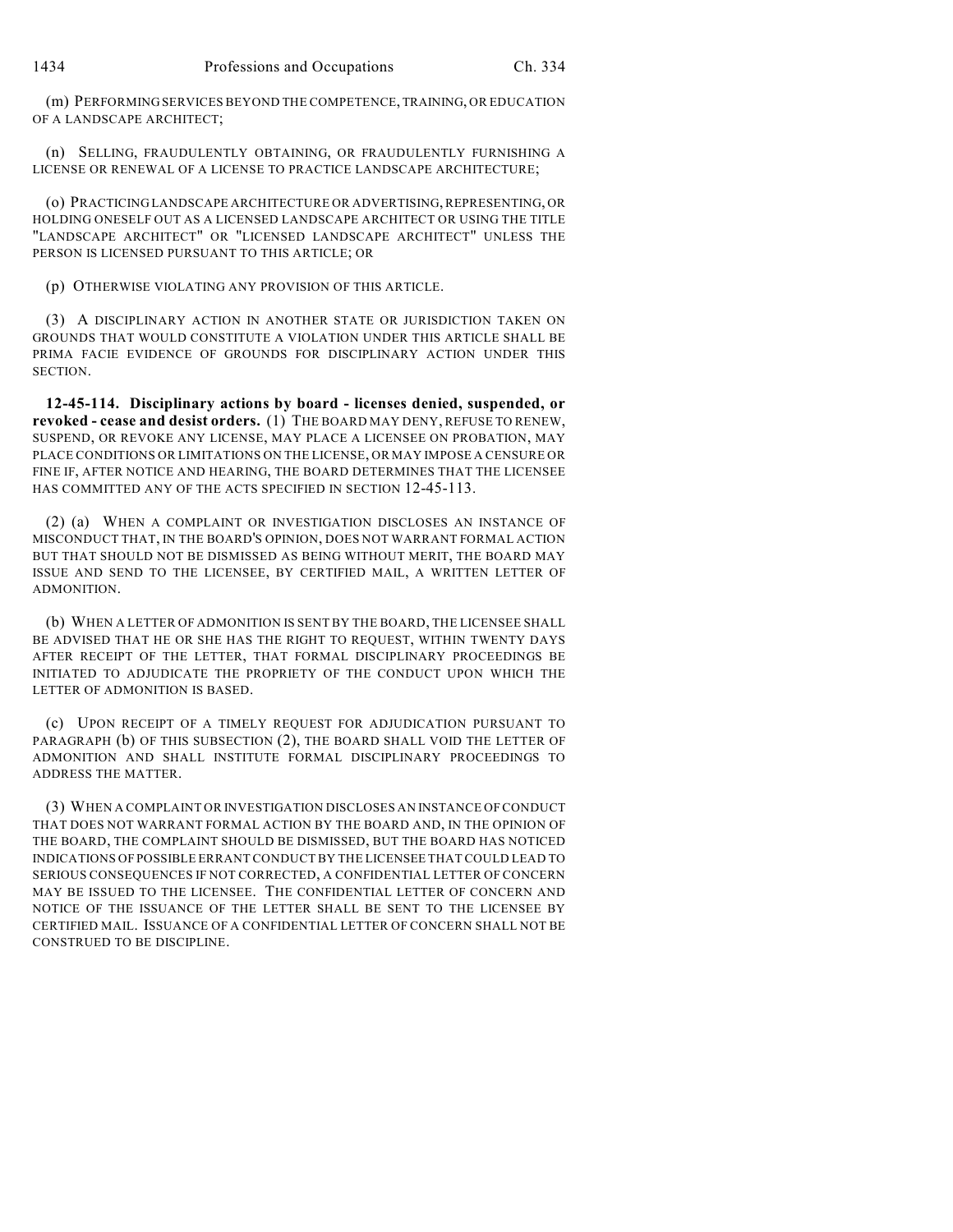(m) PERFORMING SERVICES BEYOND THE COMPETENCE, TRAINING, OR EDUCATION OF A LANDSCAPE ARCHITECT;

(n) SELLING, FRAUDULENTLY OBTAINING, OR FRAUDULENTLY FURNISHING A LICENSE OR RENEWAL OF A LICENSE TO PRACTICE LANDSCAPE ARCHITECTURE;

(o) PRACTICING LANDSCAPE ARCHITECTURE OR ADVERTISING, REPRESENTING, OR HOLDING ONESELF OUT AS A LICENSED LANDSCAPE ARCHITECT OR USING THE TITLE "LANDSCAPE ARCHITECT" OR "LICENSED LANDSCAPE ARCHITECT" UNLESS THE PERSON IS LICENSED PURSUANT TO THIS ARTICLE; OR

(p) OTHERWISE VIOLATING ANY PROVISION OF THIS ARTICLE.

(3) A DISCIPLINARY ACTION IN ANOTHER STATE OR JURISDICTION TAKEN ON GROUNDS THAT WOULD CONSTITUTE A VIOLATION UNDER THIS ARTICLE SHALL BE PRIMA FACIE EVIDENCE OF GROUNDS FOR DISCIPLINARY ACTION UNDER THIS SECTION.

**12-45-114. Disciplinary actions by board - licenses denied, suspended, or revoked - cease and desist orders.** (1) THE BOARD MAY DENY, REFUSE TO RENEW, SUSPEND, OR REVOKE ANY LICENSE, MAY PLACE A LICENSEE ON PROBATION, MAY PLACE CONDITIONS OR LIMITATIONS ON THE LICENSE, OR MAY IMPOSE A CENSURE OR FINE IF, AFTER NOTICE AND HEARING, THE BOARD DETERMINES THAT THE LICENSEE HAS COMMITTED ANY OF THE ACTS SPECIFIED IN SECTION 12-45-113.

(2) (a) WHEN A COMPLAINT OR INVESTIGATION DISCLOSES AN INSTANCE OF MISCONDUCT THAT, IN THE BOARD'S OPINION, DOES NOT WARRANT FORMAL ACTION BUT THAT SHOULD NOT BE DISMISSED AS BEING WITHOUT MERIT, THE BOARD MAY ISSUE AND SEND TO THE LICENSEE, BY CERTIFIED MAIL, A WRITTEN LETTER OF ADMONITION.

(b) WHEN A LETTER OF ADMONITION IS SENT BY THE BOARD, THE LICENSEE SHALL BE ADVISED THAT HE OR SHE HAS THE RIGHT TO REQUEST, WITHIN TWENTY DAYS AFTER RECEIPT OF THE LETTER, THAT FORMAL DISCIPLINARY PROCEEDINGS BE INITIATED TO ADJUDICATE THE PROPRIETY OF THE CONDUCT UPON WHICH THE LETTER OF ADMONITION IS BASED.

(c) UPON RECEIPT OF A TIMELY REQUEST FOR ADJUDICATION PURSUANT TO PARAGRAPH (b) OF THIS SUBSECTION (2), THE BOARD SHALL VOID THE LETTER OF ADMONITION AND SHALL INSTITUTE FORMAL DISCIPLINARY PROCEEDINGS TO ADDRESS THE MATTER.

(3) WHEN A COMPLAINT OR INVESTIGATION DISCLOSES AN INSTANCE OF CONDUCT THAT DOES NOT WARRANT FORMAL ACTION BY THE BOARD AND, IN THE OPINION OF THE BOARD, THE COMPLAINT SHOULD BE DISMISSED, BUT THE BOARD HAS NOTICED INDICATIONS OF POSSIBLE ERRANT CONDUCT BY THE LICENSEE THAT COULD LEAD TO SERIOUS CONSEQUENCES IF NOT CORRECTED, A CONFIDENTIAL LETTER OF CONCERN MAY BE ISSUED TO THE LICENSEE. THE CONFIDENTIAL LETTER OF CONCERN AND NOTICE OF THE ISSUANCE OF THE LETTER SHALL BE SENT TO THE LICENSEE BY CERTIFIED MAIL. ISSUANCE OF A CONFIDENTIAL LETTER OF CONCERN SHALL NOT BE CONSTRUED TO BE DISCIPLINE.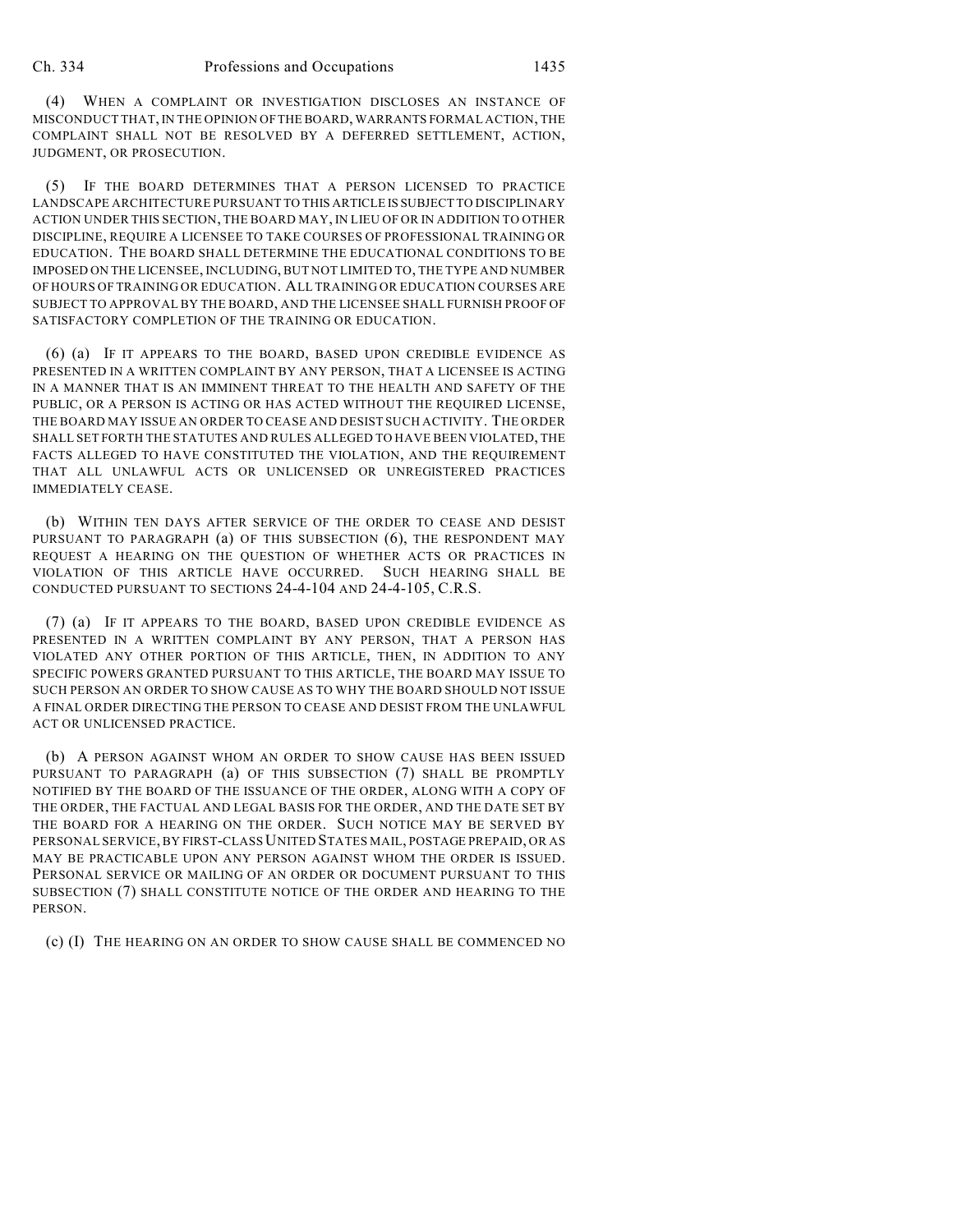(4) WHEN A COMPLAINT OR INVESTIGATION DISCLOSES AN INSTANCE OF MISCONDUCT THAT, IN THE OPINION OF THE BOARD, WARRANTS FORMAL ACTION, THE COMPLAINT SHALL NOT BE RESOLVED BY A DEFERRED SETTLEMENT, ACTION, JUDGMENT, OR PROSECUTION.

(5) IF THE BOARD DETERMINES THAT A PERSON LICENSED TO PRACTICE LANDSCAPE ARCHITECTURE PURSUANT TO THIS ARTICLE IS SUBJECT TO DISCIPLINARY ACTION UNDER THIS SECTION, THE BOARD MAY, IN LIEU OF OR IN ADDITION TO OTHER DISCIPLINE, REQUIRE A LICENSEE TO TAKE COURSES OF PROFESSIONAL TRAINING OR EDUCATION. THE BOARD SHALL DETERMINE THE EDUCATIONAL CONDITIONS TO BE IMPOSED ON THE LICENSEE, INCLUDING, BUT NOT LIMITED TO, THE TYPE AND NUMBER OF HOURS OF TRAINING OR EDUCATION. ALL TRAINING OR EDUCATION COURSES ARE SUBJECT TO APPROVAL BY THE BOARD, AND THE LICENSEE SHALL FURNISH PROOF OF SATISFACTORY COMPLETION OF THE TRAINING OR EDUCATION.

(6) (a) IF IT APPEARS TO THE BOARD, BASED UPON CREDIBLE EVIDENCE AS PRESENTED IN A WRITTEN COMPLAINT BY ANY PERSON, THAT A LICENSEE IS ACTING IN A MANNER THAT IS AN IMMINENT THREAT TO THE HEALTH AND SAFETY OF THE PUBLIC, OR A PERSON IS ACTING OR HAS ACTED WITHOUT THE REQUIRED LICENSE, THE BOARD MAY ISSUE AN ORDER TO CEASE AND DESIST SUCH ACTIVITY. THE ORDER SHALL SET FORTH THE STATUTES AND RULES ALLEGED TO HAVE BEEN VIOLATED, THE FACTS ALLEGED TO HAVE CONSTITUTED THE VIOLATION, AND THE REQUIREMENT THAT ALL UNLAWFUL ACTS OR UNLICENSED OR UNREGISTERED PRACTICES IMMEDIATELY CEASE.

(b) WITHIN TEN DAYS AFTER SERVICE OF THE ORDER TO CEASE AND DESIST PURSUANT TO PARAGRAPH (a) OF THIS SUBSECTION (6), THE RESPONDENT MAY REQUEST A HEARING ON THE QUESTION OF WHETHER ACTS OR PRACTICES IN VIOLATION OF THIS ARTICLE HAVE OCCURRED. SUCH HEARING SHALL BE CONDUCTED PURSUANT TO SECTIONS 24-4-104 AND 24-4-105, C.R.S.

(7) (a) IF IT APPEARS TO THE BOARD, BASED UPON CREDIBLE EVIDENCE AS PRESENTED IN A WRITTEN COMPLAINT BY ANY PERSON, THAT A PERSON HAS VIOLATED ANY OTHER PORTION OF THIS ARTICLE, THEN, IN ADDITION TO ANY SPECIFIC POWERS GRANTED PURSUANT TO THIS ARTICLE, THE BOARD MAY ISSUE TO SUCH PERSON AN ORDER TO SHOW CAUSE AS TO WHY THE BOARD SHOULD NOT ISSUE A FINAL ORDER DIRECTING THE PERSON TO CEASE AND DESIST FROM THE UNLAWFUL ACT OR UNLICENSED PRACTICE.

(b) A PERSON AGAINST WHOM AN ORDER TO SHOW CAUSE HAS BEEN ISSUED PURSUANT TO PARAGRAPH (a) OF THIS SUBSECTION (7) SHALL BE PROMPTLY NOTIFIED BY THE BOARD OF THE ISSUANCE OF THE ORDER, ALONG WITH A COPY OF THE ORDER, THE FACTUAL AND LEGAL BASIS FOR THE ORDER, AND THE DATE SET BY THE BOARD FOR A HEARING ON THE ORDER. SUCH NOTICE MAY BE SERVED BY PERSONAL SERVICE, BY FIRST-CLASS UNITED STATES MAIL, POSTAGE PREPAID, OR AS MAY BE PRACTICABLE UPON ANY PERSON AGAINST WHOM THE ORDER IS ISSUED. PERSONAL SERVICE OR MAILING OF AN ORDER OR DOCUMENT PURSUANT TO THIS SUBSECTION (7) SHALL CONSTITUTE NOTICE OF THE ORDER AND HEARING TO THE PERSON.

(c) (I) THE HEARING ON AN ORDER TO SHOW CAUSE SHALL BE COMMENCED NO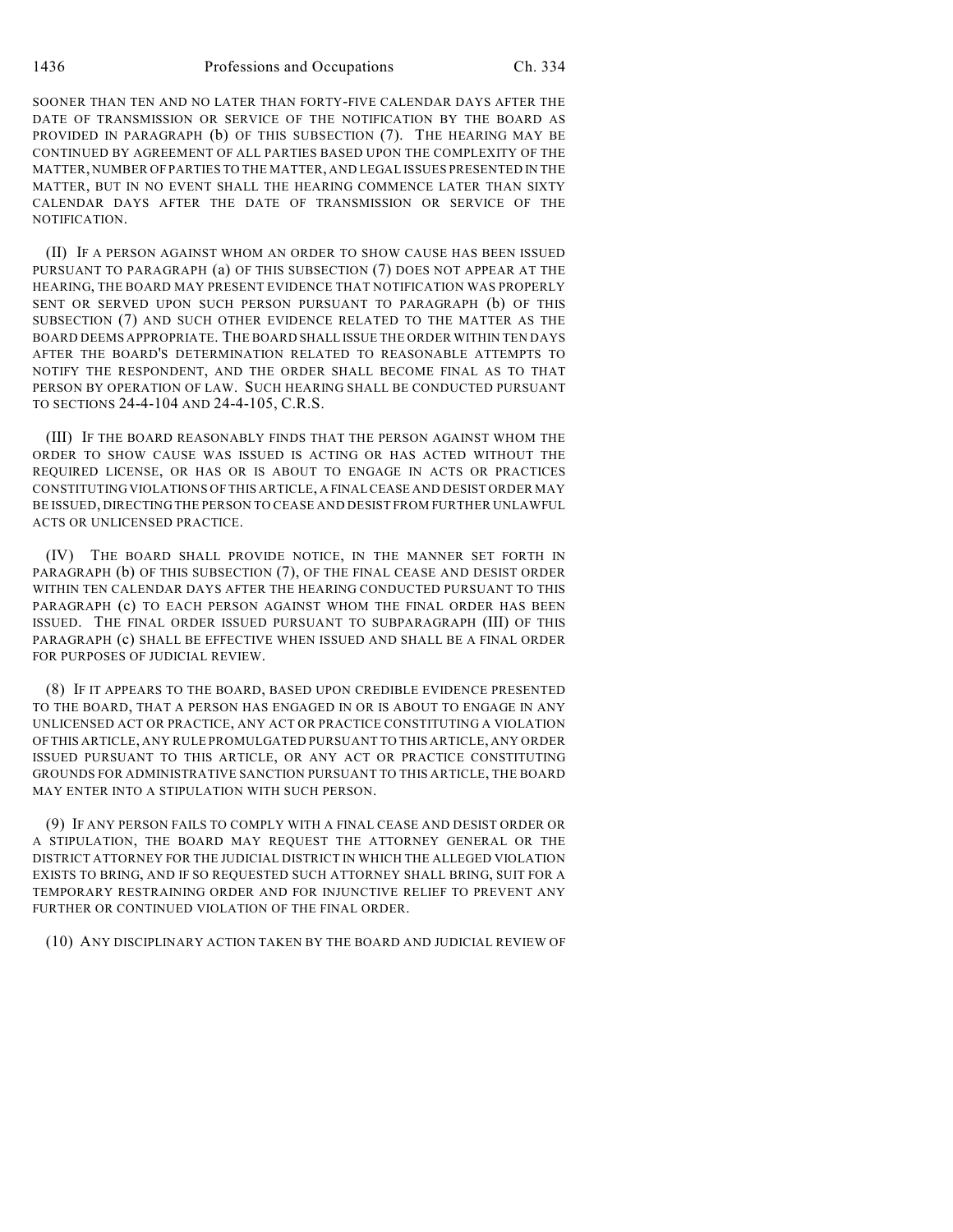SOONER THAN TEN AND NO LATER THAN FORTY-FIVE CALENDAR DAYS AFTER THE DATE OF TRANSMISSION OR SERVICE OF THE NOTIFICATION BY THE BOARD AS PROVIDED IN PARAGRAPH (b) OF THIS SUBSECTION (7). THE HEARING MAY BE CONTINUED BY AGREEMENT OF ALL PARTIES BASED UPON THE COMPLEXITY OF THE MATTER, NUMBER OF PARTIES TO THE MATTER, AND LEGAL ISSUES PRESENTED IN THE MATTER, BUT IN NO EVENT SHALL THE HEARING COMMENCE LATER THAN SIXTY CALENDAR DAYS AFTER THE DATE OF TRANSMISSION OR SERVICE OF THE NOTIFICATION.

(II) IF A PERSON AGAINST WHOM AN ORDER TO SHOW CAUSE HAS BEEN ISSUED PURSUANT TO PARAGRAPH (a) OF THIS SUBSECTION (7) DOES NOT APPEAR AT THE HEARING, THE BOARD MAY PRESENT EVIDENCE THAT NOTIFICATION WAS PROPERLY SENT OR SERVED UPON SUCH PERSON PURSUANT TO PARAGRAPH (b) OF THIS SUBSECTION (7) AND SUCH OTHER EVIDENCE RELATED TO THE MATTER AS THE BOARD DEEMS APPROPRIATE. THE BOARD SHALL ISSUE THE ORDER WITHIN TEN DAYS AFTER THE BOARD'S DETERMINATION RELATED TO REASONABLE ATTEMPTS TO NOTIFY THE RESPONDENT, AND THE ORDER SHALL BECOME FINAL AS TO THAT PERSON BY OPERATION OF LAW. SUCH HEARING SHALL BE CONDUCTED PURSUANT TO SECTIONS 24-4-104 AND 24-4-105, C.R.S.

(III) IF THE BOARD REASONABLY FINDS THAT THE PERSON AGAINST WHOM THE ORDER TO SHOW CAUSE WAS ISSUED IS ACTING OR HAS ACTED WITHOUT THE REQUIRED LICENSE, OR HAS OR IS ABOUT TO ENGAGE IN ACTS OR PRACTICES CONSTITUTING VIOLATIONS OF THIS ARTICLE, A FINAL CEASE AND DESIST ORDER MAY BE ISSUED, DIRECTING THE PERSON TO CEASE AND DESIST FROM FURTHER UNLAWFUL ACTS OR UNLICENSED PRACTICE.

(IV) THE BOARD SHALL PROVIDE NOTICE, IN THE MANNER SET FORTH IN PARAGRAPH (b) OF THIS SUBSECTION (7), OF THE FINAL CEASE AND DESIST ORDER WITHIN TEN CALENDAR DAYS AFTER THE HEARING CONDUCTED PURSUANT TO THIS PARAGRAPH (c) TO EACH PERSON AGAINST WHOM THE FINAL ORDER HAS BEEN ISSUED. THE FINAL ORDER ISSUED PURSUANT TO SUBPARAGRAPH (III) OF THIS PARAGRAPH (c) SHALL BE EFFECTIVE WHEN ISSUED AND SHALL BE A FINAL ORDER FOR PURPOSES OF JUDICIAL REVIEW.

(8) IF IT APPEARS TO THE BOARD, BASED UPON CREDIBLE EVIDENCE PRESENTED TO THE BOARD, THAT A PERSON HAS ENGAGED IN OR IS ABOUT TO ENGAGE IN ANY UNLICENSED ACT OR PRACTICE, ANY ACT OR PRACTICE CONSTITUTING A VIOLATION OF THIS ARTICLE, ANY RULE PROMULGATED PURSUANT TO THIS ARTICLE, ANY ORDER ISSUED PURSUANT TO THIS ARTICLE, OR ANY ACT OR PRACTICE CONSTITUTING GROUNDS FOR ADMINISTRATIVE SANCTION PURSUANT TO THIS ARTICLE, THE BOARD MAY ENTER INTO A STIPULATION WITH SUCH PERSON.

(9) IF ANY PERSON FAILS TO COMPLY WITH A FINAL CEASE AND DESIST ORDER OR A STIPULATION, THE BOARD MAY REQUEST THE ATTORNEY GENERAL OR THE DISTRICT ATTORNEY FOR THE JUDICIAL DISTRICT IN WHICH THE ALLEGED VIOLATION EXISTS TO BRING, AND IF SO REQUESTED SUCH ATTORNEY SHALL BRING, SUIT FOR A TEMPORARY RESTRAINING ORDER AND FOR INJUNCTIVE RELIEF TO PREVENT ANY FURTHER OR CONTINUED VIOLATION OF THE FINAL ORDER.

(10) ANY DISCIPLINARY ACTION TAKEN BY THE BOARD AND JUDICIAL REVIEW OF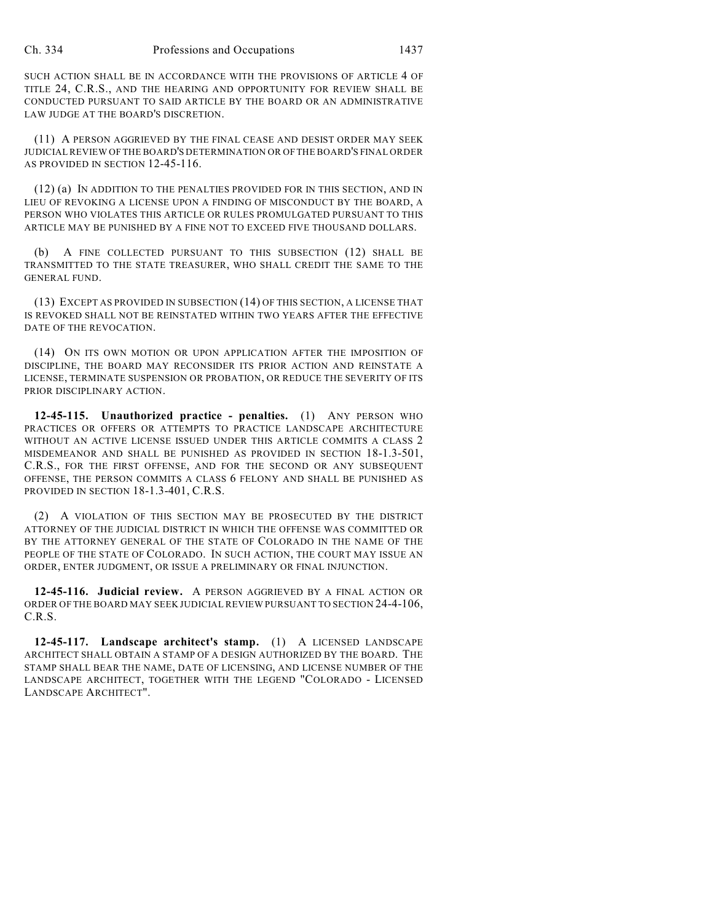SUCH ACTION SHALL BE IN ACCORDANCE WITH THE PROVISIONS OF ARTICLE 4 OF TITLE 24, C.R.S., AND THE HEARING AND OPPORTUNITY FOR REVIEW SHALL BE CONDUCTED PURSUANT TO SAID ARTICLE BY THE BOARD OR AN ADMINISTRATIVE LAW JUDGE AT THE BOARD'S DISCRETION.

(11) A PERSON AGGRIEVED BY THE FINAL CEASE AND DESIST ORDER MAY SEEK JUDICIAL REVIEW OF THE BOARD'S DETERMINATION OR OF THE BOARD'S FINAL ORDER AS PROVIDED IN SECTION 12-45-116.

(12) (a) IN ADDITION TO THE PENALTIES PROVIDED FOR IN THIS SECTION, AND IN LIEU OF REVOKING A LICENSE UPON A FINDING OF MISCONDUCT BY THE BOARD, A PERSON WHO VIOLATES THIS ARTICLE OR RULES PROMULGATED PURSUANT TO THIS ARTICLE MAY BE PUNISHED BY A FINE NOT TO EXCEED FIVE THOUSAND DOLLARS.

(b) A FINE COLLECTED PURSUANT TO THIS SUBSECTION (12) SHALL BE TRANSMITTED TO THE STATE TREASURER, WHO SHALL CREDIT THE SAME TO THE GENERAL FUND.

(13) EXCEPT AS PROVIDED IN SUBSECTION (14) OF THIS SECTION, A LICENSE THAT IS REVOKED SHALL NOT BE REINSTATED WITHIN TWO YEARS AFTER THE EFFECTIVE DATE OF THE REVOCATION.

(14) ON ITS OWN MOTION OR UPON APPLICATION AFTER THE IMPOSITION OF DISCIPLINE, THE BOARD MAY RECONSIDER ITS PRIOR ACTION AND REINSTATE A LICENSE, TERMINATE SUSPENSION OR PROBATION, OR REDUCE THE SEVERITY OF ITS PRIOR DISCIPLINARY ACTION.

**12-45-115. Unauthorized practice - penalties.** (1) ANY PERSON WHO PRACTICES OR OFFERS OR ATTEMPTS TO PRACTICE LANDSCAPE ARCHITECTURE WITHOUT AN ACTIVE LICENSE ISSUED UNDER THIS ARTICLE COMMITS A CLASS 2 MISDEMEANOR AND SHALL BE PUNISHED AS PROVIDED IN SECTION 18-1.3-501, C.R.S., FOR THE FIRST OFFENSE, AND FOR THE SECOND OR ANY SUBSEQUENT OFFENSE, THE PERSON COMMITS A CLASS 6 FELONY AND SHALL BE PUNISHED AS PROVIDED IN SECTION 18-1.3-401, C.R.S.

(2) A VIOLATION OF THIS SECTION MAY BE PROSECUTED BY THE DISTRICT ATTORNEY OF THE JUDICIAL DISTRICT IN WHICH THE OFFENSE WAS COMMITTED OR BY THE ATTORNEY GENERAL OF THE STATE OF COLORADO IN THE NAME OF THE PEOPLE OF THE STATE OF COLORADO. IN SUCH ACTION, THE COURT MAY ISSUE AN ORDER, ENTER JUDGMENT, OR ISSUE A PRELIMINARY OR FINAL INJUNCTION.

**12-45-116. Judicial review.** A PERSON AGGRIEVED BY A FINAL ACTION OR ORDER OF THE BOARD MAY SEEK JUDICIAL REVIEW PURSUANT TO SECTION 24-4-106, C.R.S.

**12-45-117. Landscape architect's stamp.** (1) A LICENSED LANDSCAPE ARCHITECT SHALL OBTAIN A STAMP OF A DESIGN AUTHORIZED BY THE BOARD. THE STAMP SHALL BEAR THE NAME, DATE OF LICENSING, AND LICENSE NUMBER OF THE LANDSCAPE ARCHITECT, TOGETHER WITH THE LEGEND "COLORADO - LICENSED LANDSCAPE ARCHITECT".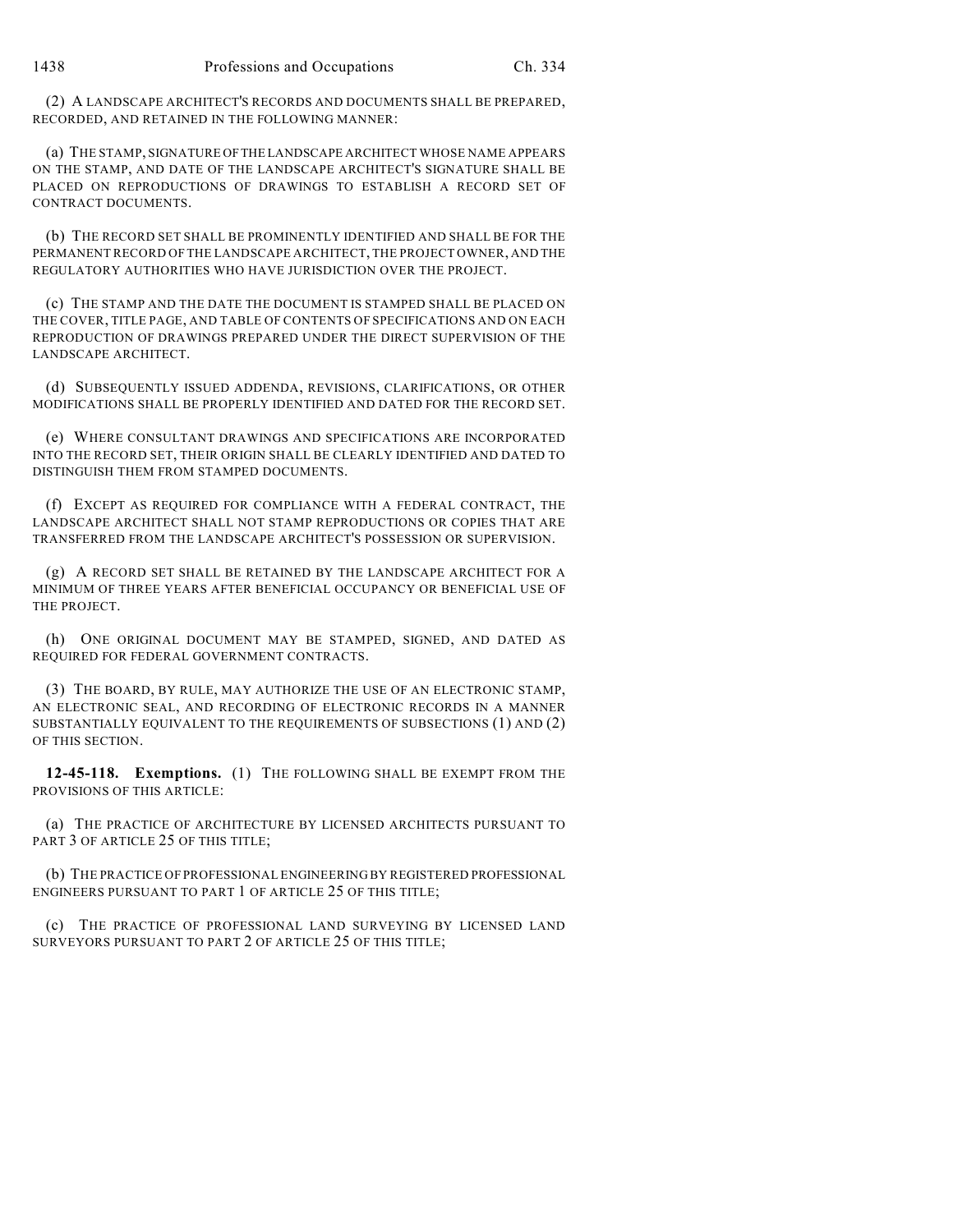(2) A LANDSCAPE ARCHITECT'S RECORDS AND DOCUMENTS SHALL BE PREPARED, RECORDED, AND RETAINED IN THE FOLLOWING MANNER:

(a) THE STAMP, SIGNATURE OF THE LANDSCAPE ARCHITECT WHOSE NAME APPEARS ON THE STAMP, AND DATE OF THE LANDSCAPE ARCHITECT'S SIGNATURE SHALL BE PLACED ON REPRODUCTIONS OF DRAWINGS TO ESTABLISH A RECORD SET OF CONTRACT DOCUMENTS.

(b) THE RECORD SET SHALL BE PROMINENTLY IDENTIFIED AND SHALL BE FOR THE PERMANENT RECORD OF THE LANDSCAPE ARCHITECT, THE PROJECT OWNER, AND THE REGULATORY AUTHORITIES WHO HAVE JURISDICTION OVER THE PROJECT.

(c) THE STAMP AND THE DATE THE DOCUMENT IS STAMPED SHALL BE PLACED ON THE COVER, TITLE PAGE, AND TABLE OF CONTENTS OF SPECIFICATIONS AND ON EACH REPRODUCTION OF DRAWINGS PREPARED UNDER THE DIRECT SUPERVISION OF THE LANDSCAPE ARCHITECT.

(d) SUBSEQUENTLY ISSUED ADDENDA, REVISIONS, CLARIFICATIONS, OR OTHER MODIFICATIONS SHALL BE PROPERLY IDENTIFIED AND DATED FOR THE RECORD SET.

(e) WHERE CONSULTANT DRAWINGS AND SPECIFICATIONS ARE INCORPORATED INTO THE RECORD SET, THEIR ORIGIN SHALL BE CLEARLY IDENTIFIED AND DATED TO DISTINGUISH THEM FROM STAMPED DOCUMENTS.

(f) EXCEPT AS REQUIRED FOR COMPLIANCE WITH A FEDERAL CONTRACT, THE LANDSCAPE ARCHITECT SHALL NOT STAMP REPRODUCTIONS OR COPIES THAT ARE TRANSFERRED FROM THE LANDSCAPE ARCHITECT'S POSSESSION OR SUPERVISION.

(g) A RECORD SET SHALL BE RETAINED BY THE LANDSCAPE ARCHITECT FOR A MINIMUM OF THREE YEARS AFTER BENEFICIAL OCCUPANCY OR BENEFICIAL USE OF THE PROJECT.

(h) ONE ORIGINAL DOCUMENT MAY BE STAMPED, SIGNED, AND DATED AS REQUIRED FOR FEDERAL GOVERNMENT CONTRACTS.

(3) THE BOARD, BY RULE, MAY AUTHORIZE THE USE OF AN ELECTRONIC STAMP, AN ELECTRONIC SEAL, AND RECORDING OF ELECTRONIC RECORDS IN A MANNER SUBSTANTIALLY EQUIVALENT TO THE REQUIREMENTS OF SUBSECTIONS (1) AND (2) OF THIS SECTION.

**12-45-118. Exemptions.** (1) THE FOLLOWING SHALL BE EXEMPT FROM THE PROVISIONS OF THIS ARTICLE:

(a) THE PRACTICE OF ARCHITECTURE BY LICENSED ARCHITECTS PURSUANT TO PART 3 OF ARTICLE 25 OF THIS TITLE;

(b) THE PRACTICE OF PROFESSIONAL ENGINEERING BY REGISTERED PROFESSIONAL ENGINEERS PURSUANT TO PART 1 OF ARTICLE 25 OF THIS TITLE;

(c) THE PRACTICE OF PROFESSIONAL LAND SURVEYING BY LICENSED LAND SURVEYORS PURSUANT TO PART 2 OF ARTICLE 25 OF THIS TITLE;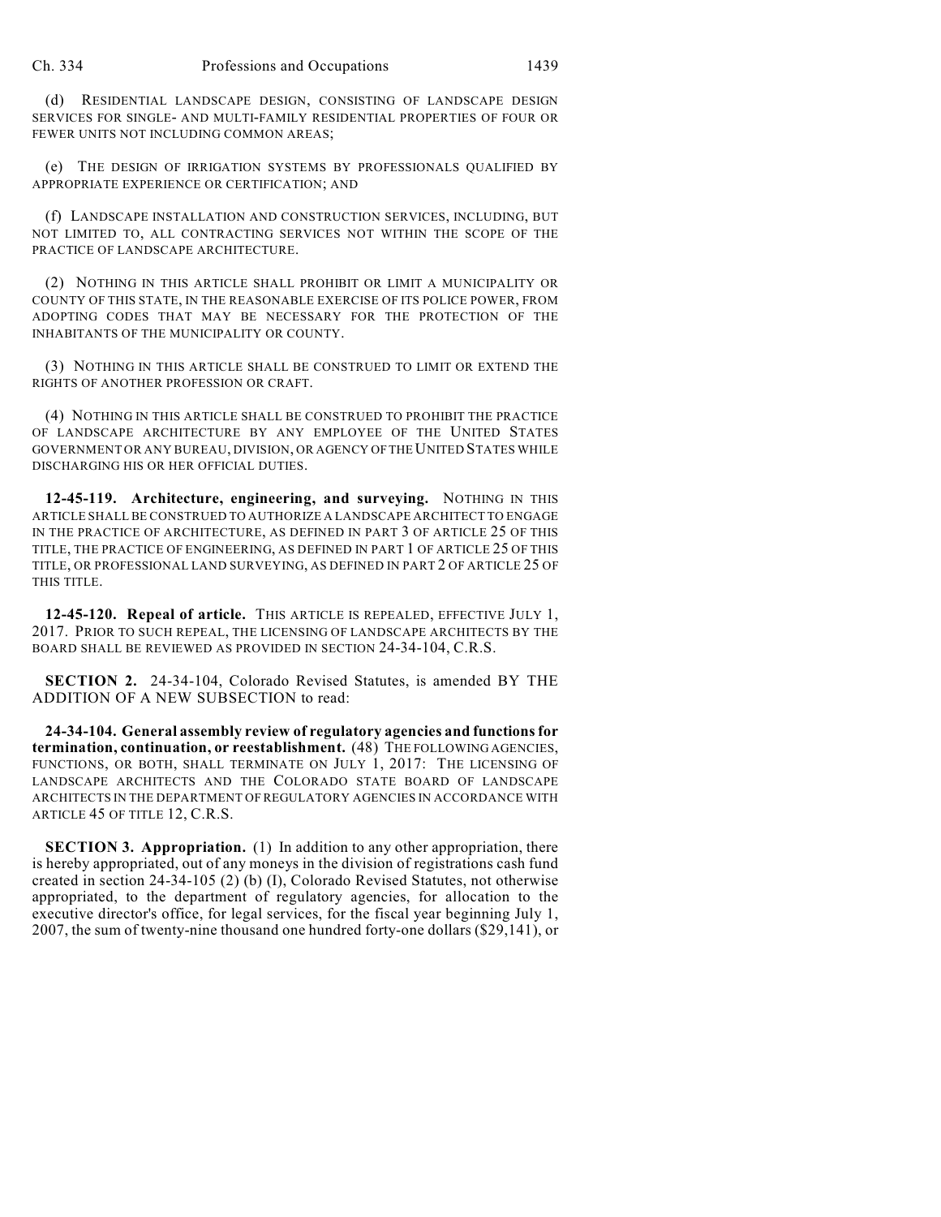(d) RESIDENTIAL LANDSCAPE DESIGN, CONSISTING OF LANDSCAPE DESIGN SERVICES FOR SINGLE- AND MULTI-FAMILY RESIDENTIAL PROPERTIES OF FOUR OR FEWER UNITS NOT INCLUDING COMMON AREAS;

(e) THE DESIGN OF IRRIGATION SYSTEMS BY PROFESSIONALS QUALIFIED BY APPROPRIATE EXPERIENCE OR CERTIFICATION; AND

(f) LANDSCAPE INSTALLATION AND CONSTRUCTION SERVICES, INCLUDING, BUT NOT LIMITED TO, ALL CONTRACTING SERVICES NOT WITHIN THE SCOPE OF THE PRACTICE OF LANDSCAPE ARCHITECTURE.

(2) NOTHING IN THIS ARTICLE SHALL PROHIBIT OR LIMIT A MUNICIPALITY OR COUNTY OF THIS STATE, IN THE REASONABLE EXERCISE OF ITS POLICE POWER, FROM ADOPTING CODES THAT MAY BE NECESSARY FOR THE PROTECTION OF THE INHABITANTS OF THE MUNICIPALITY OR COUNTY.

(3) NOTHING IN THIS ARTICLE SHALL BE CONSTRUED TO LIMIT OR EXTEND THE RIGHTS OF ANOTHER PROFESSION OR CRAFT.

(4) NOTHING IN THIS ARTICLE SHALL BE CONSTRUED TO PROHIBIT THE PRACTICE OF LANDSCAPE ARCHITECTURE BY ANY EMPLOYEE OF THE UNITED STATES GOVERNMENT OR ANY BUREAU, DIVISION, OR AGENCY OF THE UNITED STATES WHILE DISCHARGING HIS OR HER OFFICIAL DUTIES.

**12-45-119. Architecture, engineering, and surveying.** NOTHING IN THIS ARTICLE SHALL BE CONSTRUED TO AUTHORIZE A LANDSCAPE ARCHITECT TO ENGAGE IN THE PRACTICE OF ARCHITECTURE, AS DEFINED IN PART 3 OF ARTICLE 25 OF THIS TITLE, THE PRACTICE OF ENGINEERING, AS DEFINED IN PART 1 OF ARTICLE 25 OF THIS TITLE, OR PROFESSIONAL LAND SURVEYING, AS DEFINED IN PART 2 OF ARTICLE 25 OF THIS TITLE.

**12-45-120. Repeal of article.** THIS ARTICLE IS REPEALED, EFFECTIVE JULY 1, 2017. PRIOR TO SUCH REPEAL, THE LICENSING OF LANDSCAPE ARCHITECTS BY THE BOARD SHALL BE REVIEWED AS PROVIDED IN SECTION 24-34-104, C.R.S.

**SECTION 2.** 24-34-104, Colorado Revised Statutes, is amended BY THE ADDITION OF A NEW SUBSECTION to read:

**24-34-104. General assembly review of regulatory agencies and functions for termination, continuation, or reestablishment.** (48) THE FOLLOWING AGENCIES, FUNCTIONS, OR BOTH, SHALL TERMINATE ON JULY 1, 2017: THE LICENSING OF LANDSCAPE ARCHITECTS AND THE COLORADO STATE BOARD OF LANDSCAPE ARCHITECTS IN THE DEPARTMENT OF REGULATORY AGENCIES IN ACCORDANCE WITH ARTICLE 45 OF TITLE 12, C.R.S.

**SECTION 3. Appropriation.** (1) In addition to any other appropriation, there is hereby appropriated, out of any moneys in the division of registrations cash fund created in section 24-34-105 (2) (b) (I), Colorado Revised Statutes, not otherwise appropriated, to the department of regulatory agencies, for allocation to the executive director's office, for legal services, for the fiscal year beginning July 1, 2007, the sum of twenty-nine thousand one hundred forty-one dollars ($29,141), or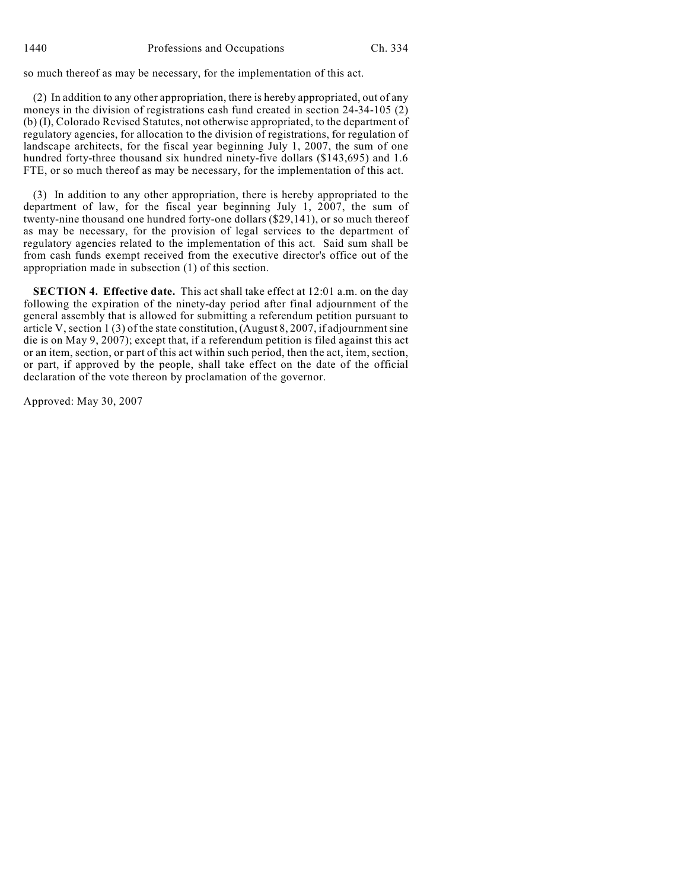so much thereof as may be necessary, for the implementation of this act.

(2) In addition to any other appropriation, there is hereby appropriated, out of any moneys in the division of registrations cash fund created in section 24-34-105 (2) (b) (I), Colorado Revised Statutes, not otherwise appropriated, to the department of regulatory agencies, for allocation to the division of registrations, for regulation of landscape architects, for the fiscal year beginning July 1, 2007, the sum of one hundred forty-three thousand six hundred ninety-five dollars ($143,695) and 1.6 FTE, or so much thereof as may be necessary, for the implementation of this act.

(3) In addition to any other appropriation, there is hereby appropriated to the department of law, for the fiscal year beginning July 1, 2007, the sum of twenty-nine thousand one hundred forty-one dollars ($29,141), or so much thereof as may be necessary, for the provision of legal services to the department of regulatory agencies related to the implementation of this act. Said sum shall be from cash funds exempt received from the executive director's office out of the appropriation made in subsection (1) of this section.

**SECTION 4. Effective date.** This act shall take effect at 12:01 a.m. on the day following the expiration of the ninety-day period after final adjournment of the general assembly that is allowed for submitting a referendum petition pursuant to article V, section 1 (3) of the state constitution, (August 8, 2007, if adjournment sine die is on May 9, 2007); except that, if a referendum petition is filed against this act or an item, section, or part of this act within such period, then the act, item, section, or part, if approved by the people, shall take effect on the date of the official declaration of the vote thereon by proclamation of the governor.

Approved: May 30, 2007